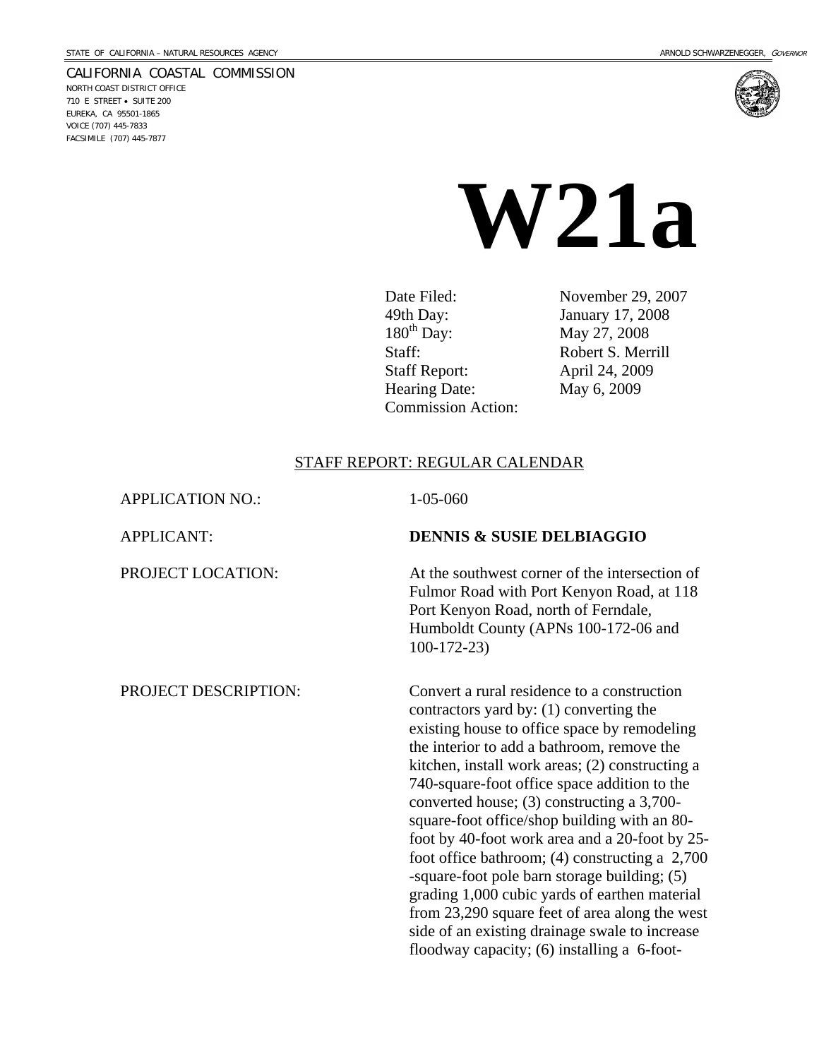STATE OF CALIFORNIA – NATURAL RESOURCES AGENCY ARNOLD SCHWARZENEGGER, *GOVERNOR*

CALIFORNIA COASTAL COMMISSION
NORTH COAST DISTRICT OFFICE
710 E STREET • SUITE 200
EUREKA, CA 95501-1865
VOICE (707) 445-7833
FACSIMILE (707) 445-7877

# W21a

| | |
|---|---|
| Date Filed: | November 29, 2007 |
| 49th Day: | January 17, 2008 |
| 180th Day: | May 27, 2008 |
| Staff: | Robert S. Merrill |
| Staff Report: | April 24, 2009 |
| Hearing Date: | May 6, 2009 |
| Commission Action: | |

## STAFF REPORT: REGULAR CALENDAR

APPLICATION NO.: 1-05-060

APPLICANT: **DENNIS & SUSIE DELBIAGGIO**

PROJECT LOCATION: At the southwest corner of the intersection of Fulmor Road with Port Kenyon Road, at 118 Port Kenyon Road, north of Ferndale, Humboldt County (APNs 100-172-06 and 100-172-23)

PROJECT DESCRIPTION: Convert a rural residence to a construction contractors yard by: (1) converting the existing house to office space by remodeling the interior to add a bathroom, remove the kitchen, install work areas; (2) constructing a 740-square-foot office space addition to the converted house; (3) constructing a 3,700-square-foot office/shop building with an 80-foot by 40-foot work area and a 20-foot by 25-foot office bathroom; (4) constructing a 2,700 -square-foot pole barn storage building; (5) grading 1,000 cubic yards of earthen material from 23,290 square feet of area along the west side of an existing drainage swale to increase floodway capacity; (6) installing a 6-foot-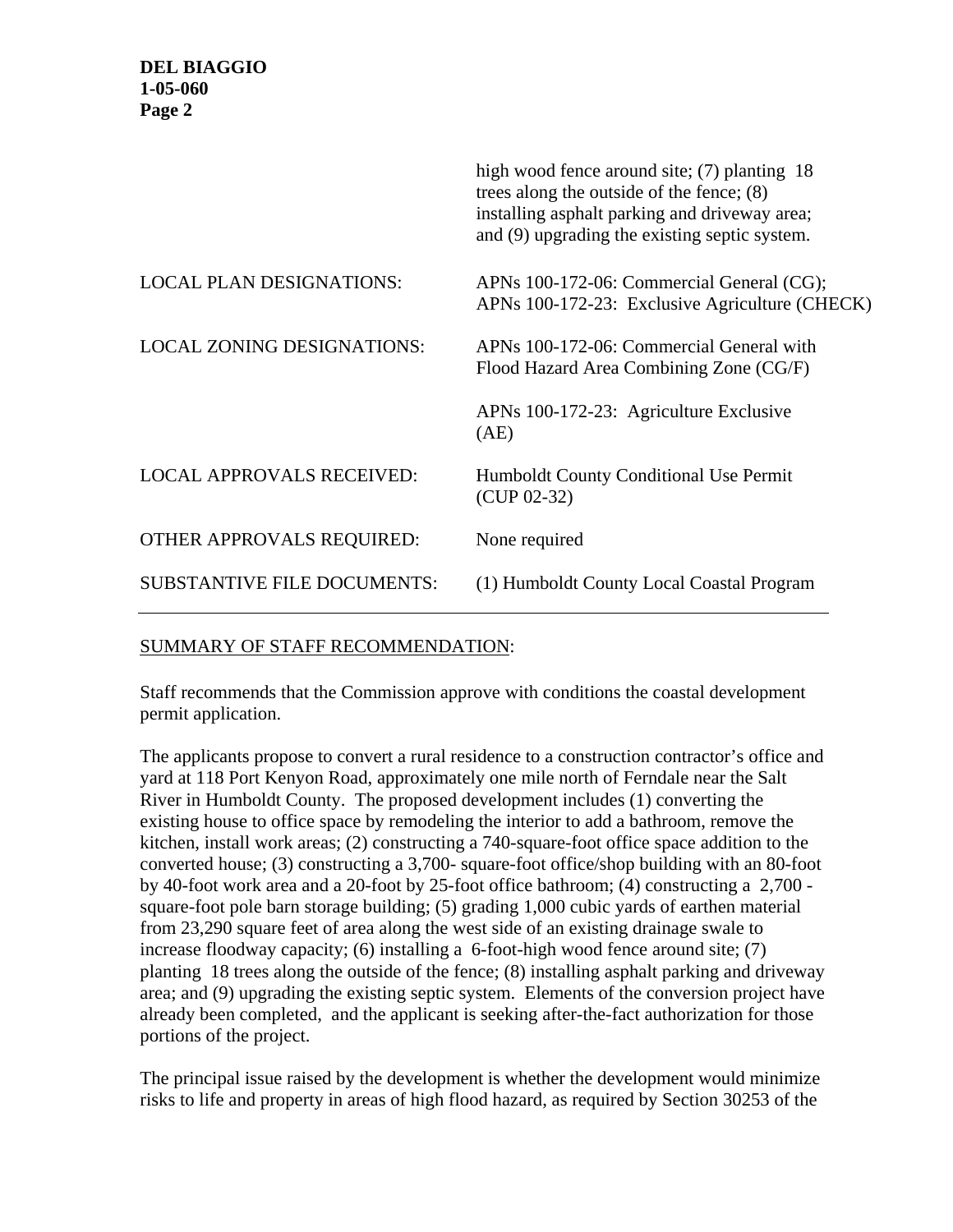| | |
|---|---|
| | high wood fence around site; (7) planting 18 trees along the outside of the fence; (8) installing asphalt parking and driveway area; and (9) upgrading the existing septic system. |
| LOCAL PLAN DESIGNATIONS: | APNs 100-172-06: Commercial General (CG); APNs 100-172-23: Exclusive Agriculture (CHECK) |
| LOCAL ZONING DESIGNATIONS: | APNs 100-172-06: Commercial General with Flood Hazard Area Combining Zone (CG/F)<br><br>APNs 100-172-23: Agriculture Exclusive (AE) |
| LOCAL APPROVALS RECEIVED: | Humboldt County Conditional Use Permit (CUP 02-32) |
| OTHER APPROVALS REQUIRED: | None required |
| SUBSTANTIVE FILE DOCUMENTS: | (1) Humboldt County Local Coastal Program |

---

SUMMARY OF STAFF RECOMMENDATION:

Staff recommends that the Commission approve with conditions the coastal development permit application.

The applicants propose to convert a rural residence to a construction contractor's office and yard at 118 Port Kenyon Road, approximately one mile north of Ferndale near the Salt River in Humboldt County. The proposed development includes (1) converting the existing house to office space by remodeling the interior to add a bathroom, remove the kitchen, install work areas; (2) constructing a 740-square-foot office space addition to the converted house; (3) constructing a 3,700- square-foot office/shop building with an 80-foot by 40-foot work area and a 20-foot by 25-foot office bathroom; (4) constructing a 2,700 - square-foot pole barn storage building; (5) grading 1,000 cubic yards of earthen material from 23,290 square feet of area along the west side of an existing drainage swale to increase floodway capacity; (6) installing a 6-foot-high wood fence around site; (7) planting 18 trees along the outside of the fence; (8) installing asphalt parking and driveway area; and (9) upgrading the existing septic system. Elements of the conversion project have already been completed, and the applicant is seeking after-the-fact authorization for those portions of the project.

The principal issue raised by the development is whether the development would minimize risks to life and property in areas of high flood hazard, as required by Section 30253 of the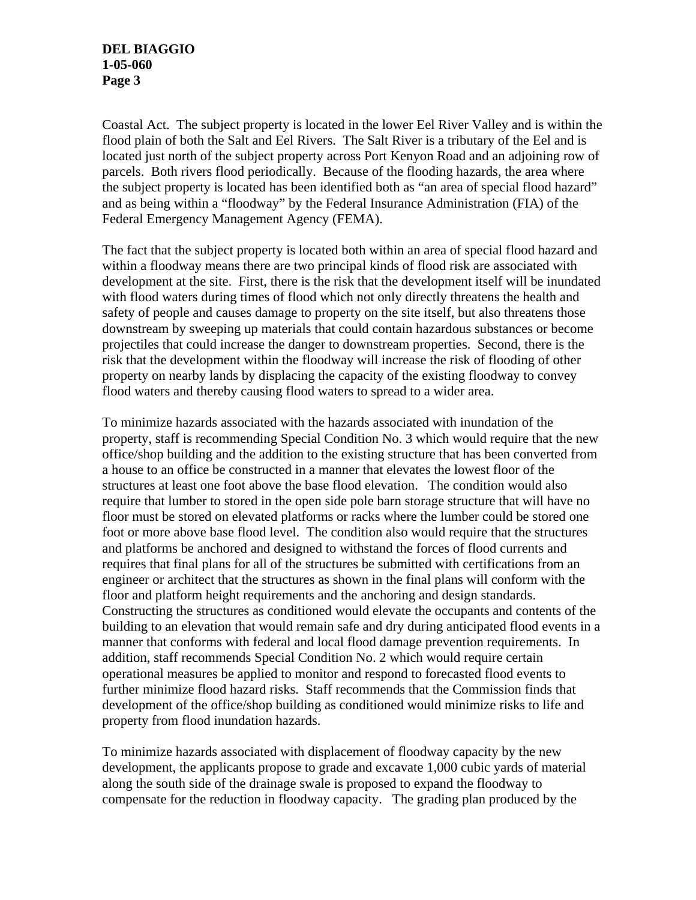Coastal Act. The subject property is located in the lower Eel River Valley and is within the flood plain of both the Salt and Eel Rivers. The Salt River is a tributary of the Eel and is located just north of the subject property across Port Kenyon Road and an adjoining row of parcels. Both rivers flood periodically. Because of the flooding hazards, the area where the subject property is located has been identified both as "an area of special flood hazard" and as being within a "floodway" by the Federal Insurance Administration (FIA) of the Federal Emergency Management Agency (FEMA).

The fact that the subject property is located both within an area of special flood hazard and within a floodway means there are two principal kinds of flood risk are associated with development at the site. First, there is the risk that the development itself will be inundated with flood waters during times of flood which not only directly threatens the health and safety of people and causes damage to property on the site itself, but also threatens those downstream by sweeping up materials that could contain hazardous substances or become projectiles that could increase the danger to downstream properties. Second, there is the risk that the development within the floodway will increase the risk of flooding of other property on nearby lands by displacing the capacity of the existing floodway to convey flood waters and thereby causing flood waters to spread to a wider area.

To minimize hazards associated with the hazards associated with inundation of the property, staff is recommending Special Condition No. 3 which would require that the new office/shop building and the addition to the existing structure that has been converted from a house to an office be constructed in a manner that elevates the lowest floor of the structures at least one foot above the base flood elevation. The condition would also require that lumber to stored in the open side pole barn storage structure that will have no floor must be stored on elevated platforms or racks where the lumber could be stored one foot or more above base flood level. The condition also would require that the structures and platforms be anchored and designed to withstand the forces of flood currents and requires that final plans for all of the structures be submitted with certifications from an engineer or architect that the structures as shown in the final plans will conform with the floor and platform height requirements and the anchoring and design standards. Constructing the structures as conditioned would elevate the occupants and contents of the building to an elevation that would remain safe and dry during anticipated flood events in a manner that conforms with federal and local flood damage prevention requirements. In addition, staff recommends Special Condition No. 2 which would require certain operational measures be applied to monitor and respond to forecasted flood events to further minimize flood hazard risks. Staff recommends that the Commission finds that development of the office/shop building as conditioned would minimize risks to life and property from flood inundation hazards.

To minimize hazards associated with displacement of floodway capacity by the new development, the applicants propose to grade and excavate 1,000 cubic yards of material along the south side of the drainage swale is proposed to expand the floodway to compensate for the reduction in floodway capacity. The grading plan produced by the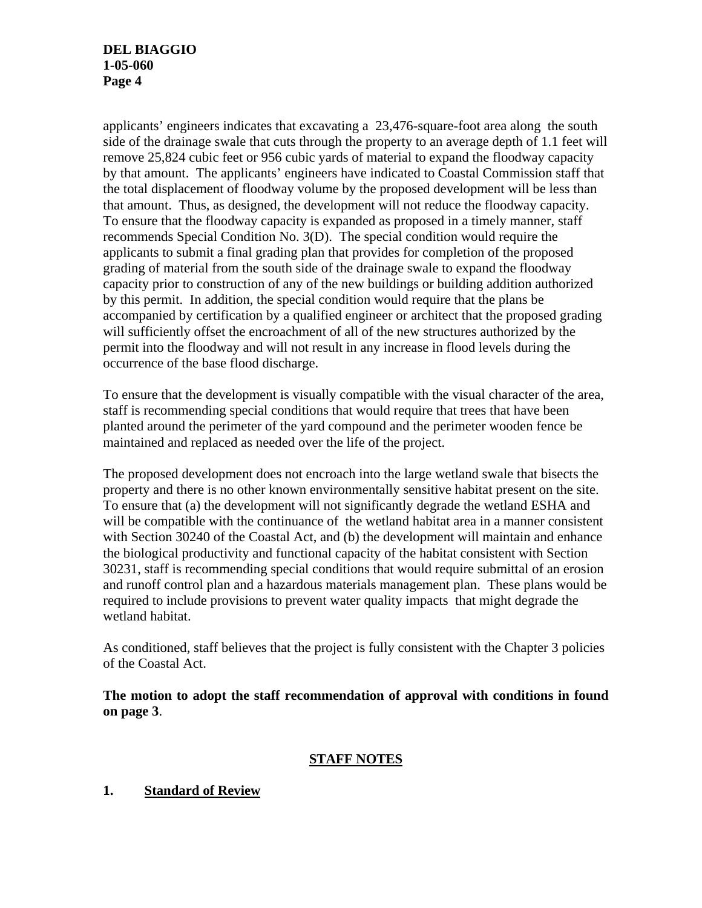applicants' engineers indicates that excavating a 23,476-square-foot area along the south side of the drainage swale that cuts through the property to an average depth of 1.1 feet will remove 25,824 cubic feet or 956 cubic yards of material to expand the floodway capacity by that amount. The applicants' engineers have indicated to Coastal Commission staff that the total displacement of floodway volume by the proposed development will be less than that amount. Thus, as designed, the development will not reduce the floodway capacity. To ensure that the floodway capacity is expanded as proposed in a timely manner, staff recommends Special Condition No. 3(D). The special condition would require the applicants to submit a final grading plan that provides for completion of the proposed grading of material from the south side of the drainage swale to expand the floodway capacity prior to construction of any of the new buildings or building addition authorized by this permit. In addition, the special condition would require that the plans be accompanied by certification by a qualified engineer or architect that the proposed grading will sufficiently offset the encroachment of all of the new structures authorized by the permit into the floodway and will not result in any increase in flood levels during the occurrence of the base flood discharge.

To ensure that the development is visually compatible with the visual character of the area, staff is recommending special conditions that would require that trees that have been planted around the perimeter of the yard compound and the perimeter wooden fence be maintained and replaced as needed over the life of the project.

The proposed development does not encroach into the large wetland swale that bisects the property and there is no other known environmentally sensitive habitat present on the site. To ensure that (a) the development will not significantly degrade the wetland ESHA and will be compatible with the continuance of the wetland habitat area in a manner consistent with Section 30240 of the Coastal Act, and (b) the development will maintain and enhance the biological productivity and functional capacity of the habitat consistent with Section 30231, staff is recommending special conditions that would require submittal of an erosion and runoff control plan and a hazardous materials management plan. These plans would be required to include provisions to prevent water quality impacts that might degrade the wetland habitat.

As conditioned, staff believes that the project is fully consistent with the Chapter 3 policies of the Coastal Act.

**The motion to adopt the staff recommendation of approval with conditions in found on page 3**.

## STAFF NOTES

### 1. Standard of Review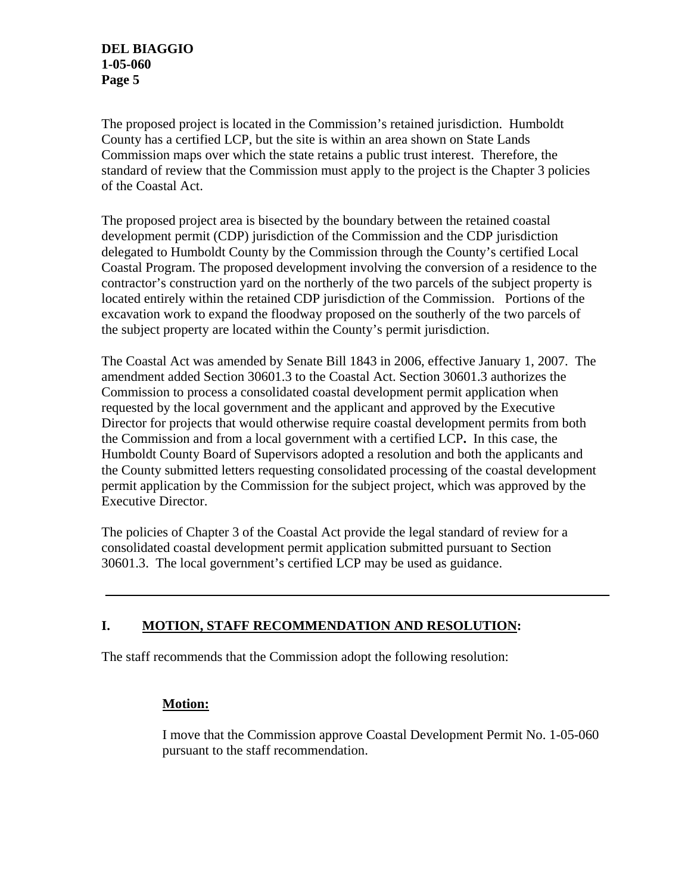The proposed project is located in the Commission's retained jurisdiction. Humboldt County has a certified LCP, but the site is within an area shown on State Lands Commission maps over which the state retains a public trust interest. Therefore, the standard of review that the Commission must apply to the project is the Chapter 3 policies of the Coastal Act.

The proposed project area is bisected by the boundary between the retained coastal development permit (CDP) jurisdiction of the Commission and the CDP jurisdiction delegated to Humboldt County by the Commission through the County's certified Local Coastal Program. The proposed development involving the conversion of a residence to the contractor's construction yard on the northerly of the two parcels of the subject property is located entirely within the retained CDP jurisdiction of the Commission. Portions of the excavation work to expand the floodway proposed on the southerly of the two parcels of the subject property are located within the County's permit jurisdiction.

The Coastal Act was amended by Senate Bill 1843 in 2006, effective January 1, 2007. The amendment added Section 30601.3 to the Coastal Act. Section 30601.3 authorizes the Commission to process a consolidated coastal development permit application when requested by the local government and the applicant and approved by the Executive Director for projects that would otherwise require coastal development permits from both the Commission and from a local government with a certified LCP**.** In this case, the Humboldt County Board of Supervisors adopted a resolution and both the applicants and the County submitted letters requesting consolidated processing of the coastal development permit application by the Commission for the subject project, which was approved by the Executive Director.

The policies of Chapter 3 of the Coastal Act provide the legal standard of review for a consolidated coastal development permit application submitted pursuant to Section 30601.3. The local government's certified LCP may be used as guidance.

---

## I. MOTION, STAFF RECOMMENDATION AND RESOLUTION:

The staff recommends that the Commission adopt the following resolution:

**Motion:**

I move that the Commission approve Coastal Development Permit No. 1-05-060 pursuant to the staff recommendation.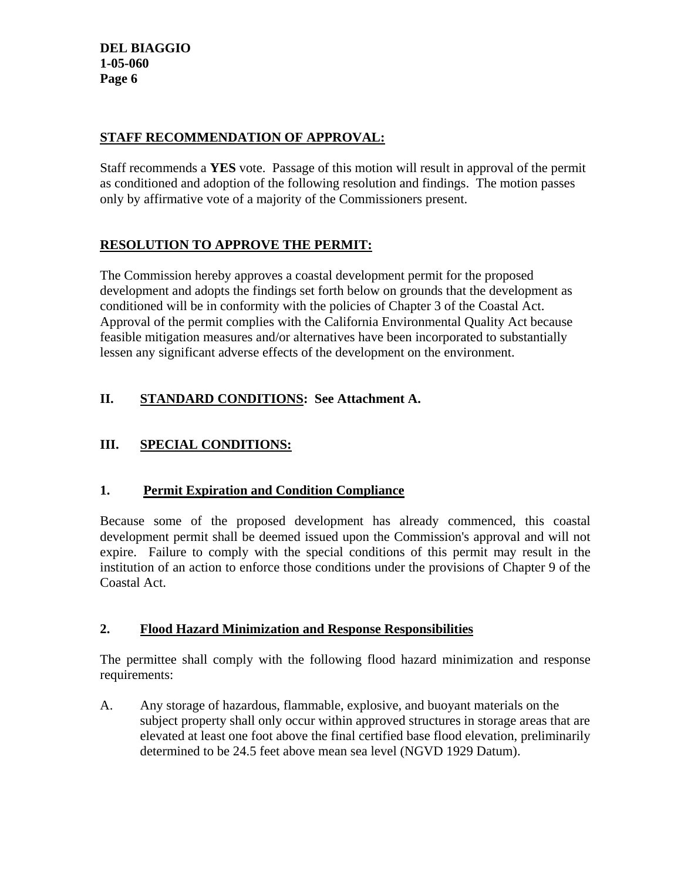**STAFF RECOMMENDATION OF APPROVAL:**

Staff recommends a **YES** vote. Passage of this motion will result in approval of the permit as conditioned and adoption of the following resolution and findings. The motion passes only by affirmative vote of a majority of the Commissioners present.

**RESOLUTION TO APPROVE THE PERMIT:**

The Commission hereby approves a coastal development permit for the proposed development and adopts the findings set forth below on grounds that the development as conditioned will be in conformity with the policies of Chapter 3 of the Coastal Act. Approval of the permit complies with the California Environmental Quality Act because feasible mitigation measures and/or alternatives have been incorporated to substantially lessen any significant adverse effects of the development on the environment.

## II. STANDARD CONDITIONS: See Attachment A.

## III. SPECIAL CONDITIONS:

### 1. Permit Expiration and Condition Compliance

Because some of the proposed development has already commenced, this coastal development permit shall be deemed issued upon the Commission's approval and will not expire. Failure to comply with the special conditions of this permit may result in the institution of an action to enforce those conditions under the provisions of Chapter 9 of the Coastal Act.

### 2. Flood Hazard Minimization and Response Responsibilities

The permittee shall comply with the following flood hazard minimization and response requirements:

A. Any storage of hazardous, flammable, explosive, and buoyant materials on the subject property shall only occur within approved structures in storage areas that are elevated at least one foot above the final certified base flood elevation, preliminarily determined to be 24.5 feet above mean sea level (NGVD 1929 Datum).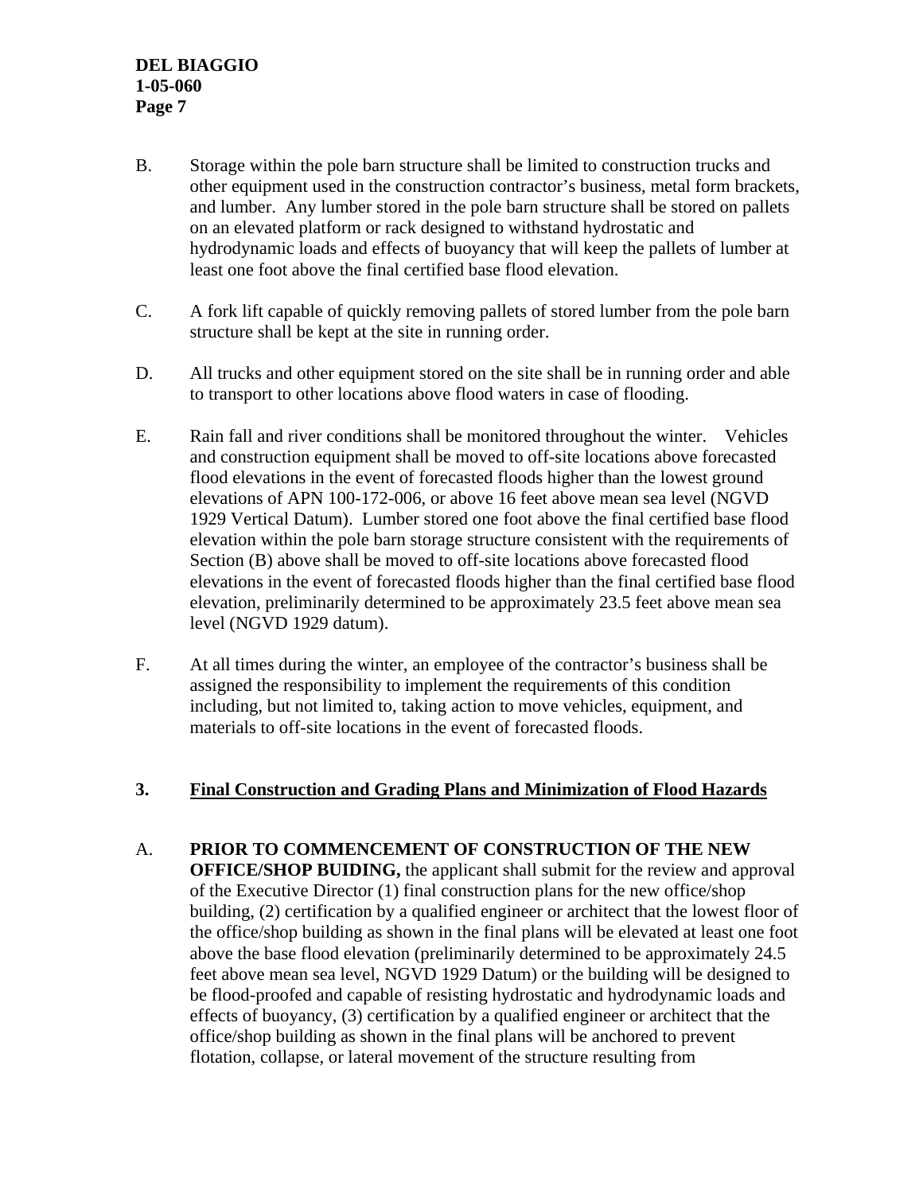B. Storage within the pole barn structure shall be limited to construction trucks and other equipment used in the construction contractor's business, metal form brackets, and lumber. Any lumber stored in the pole barn structure shall be stored on pallets on an elevated platform or rack designed to withstand hydrostatic and hydrodynamic loads and effects of buoyancy that will keep the pallets of lumber at least one foot above the final certified base flood elevation.

C. A fork lift capable of quickly removing pallets of stored lumber from the pole barn structure shall be kept at the site in running order.

D. All trucks and other equipment stored on the site shall be in running order and able to transport to other locations above flood waters in case of flooding.

E. Rain fall and river conditions shall be monitored throughout the winter. Vehicles and construction equipment shall be moved to off-site locations above forecasted flood elevations in the event of forecasted floods higher than the lowest ground elevations of APN 100-172-006, or above 16 feet above mean sea level (NGVD 1929 Vertical Datum). Lumber stored one foot above the final certified base flood elevation within the pole barn storage structure consistent with the requirements of Section (B) above shall be moved to off-site locations above forecasted flood elevations in the event of forecasted floods higher than the final certified base flood elevation, preliminarily determined to be approximately 23.5 feet above mean sea level (NGVD 1929 datum).

F. At all times during the winter, an employee of the contractor's business shall be assigned the responsibility to implement the requirements of this condition including, but not limited to, taking action to move vehicles, equipment, and materials to off-site locations in the event of forecasted floods.

## 3. Final Construction and Grading Plans and Minimization of Flood Hazards

A. **PRIOR TO COMMENCEMENT OF CONSTRUCTION OF THE NEW OFFICE/SHOP BUIDING,** the applicant shall submit for the review and approval of the Executive Director (1) final construction plans for the new office/shop building, (2) certification by a qualified engineer or architect that the lowest floor of the office/shop building as shown in the final plans will be elevated at least one foot above the base flood elevation (preliminarily determined to be approximately 24.5 feet above mean sea level, NGVD 1929 Datum) or the building will be designed to be flood-proofed and capable of resisting hydrostatic and hydrodynamic loads and effects of buoyancy, (3) certification by a qualified engineer or architect that the office/shop building as shown in the final plans will be anchored to prevent flotation, collapse, or lateral movement of the structure resulting from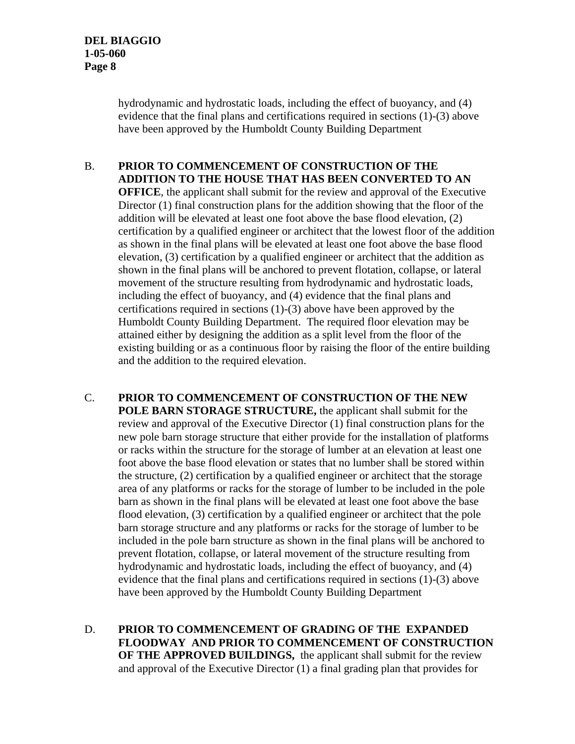hydrodynamic and hydrostatic loads, including the effect of buoyancy, and (4) evidence that the final plans and certifications required in sections (1)-(3) above have been approved by the Humboldt County Building Department

B. **PRIOR TO COMMENCEMENT OF CONSTRUCTION OF THE ADDITION TO THE HOUSE THAT HAS BEEN CONVERTED TO AN OFFICE**, the applicant shall submit for the review and approval of the Executive Director (1) final construction plans for the addition showing that the floor of the addition will be elevated at least one foot above the base flood elevation, (2) certification by a qualified engineer or architect that the lowest floor of the addition as shown in the final plans will be elevated at least one foot above the base flood elevation, (3) certification by a qualified engineer or architect that the addition as shown in the final plans will be anchored to prevent flotation, collapse, or lateral movement of the structure resulting from hydrodynamic and hydrostatic loads, including the effect of buoyancy, and (4) evidence that the final plans and certifications required in sections (1)-(3) above have been approved by the Humboldt County Building Department. The required floor elevation may be attained either by designing the addition as a split level from the floor of the existing building or as a continuous floor by raising the floor of the entire building and the addition to the required elevation.

C. **PRIOR TO COMMENCEMENT OF CONSTRUCTION OF THE NEW POLE BARN STORAGE STRUCTURE,** the applicant shall submit for the review and approval of the Executive Director (1) final construction plans for the new pole barn storage structure that either provide for the installation of platforms or racks within the structure for the storage of lumber at an elevation at least one foot above the base flood elevation or states that no lumber shall be stored within the structure, (2) certification by a qualified engineer or architect that the storage area of any platforms or racks for the storage of lumber to be included in the pole barn as shown in the final plans will be elevated at least one foot above the base flood elevation, (3) certification by a qualified engineer or architect that the pole barn storage structure and any platforms or racks for the storage of lumber to be included in the pole barn structure as shown in the final plans will be anchored to prevent flotation, collapse, or lateral movement of the structure resulting from hydrodynamic and hydrostatic loads, including the effect of buoyancy, and (4) evidence that the final plans and certifications required in sections (1)-(3) above have been approved by the Humboldt County Building Department

D. **PRIOR TO COMMENCEMENT OF GRADING OF THE EXPANDED FLOODWAY AND PRIOR TO COMMENCEMENT OF CONSTRUCTION OF THE APPROVED BUILDINGS,** the applicant shall submit for the review and approval of the Executive Director (1) a final grading plan that provides for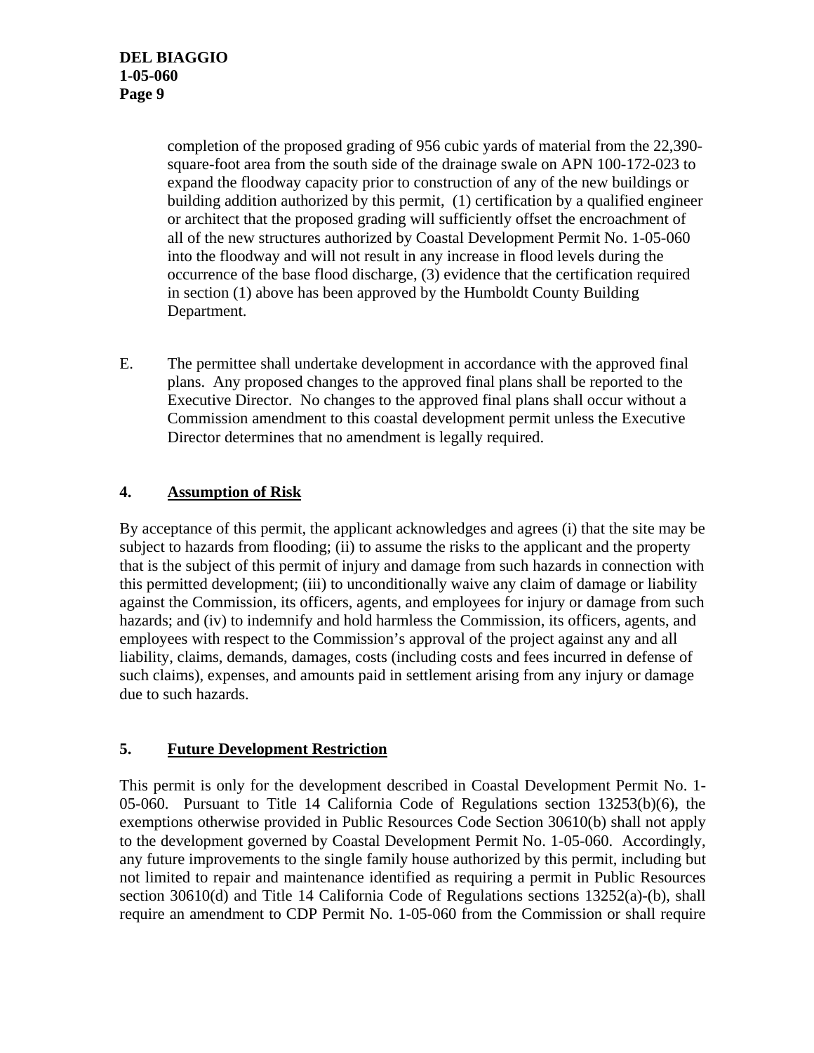completion of the proposed grading of 956 cubic yards of material from the 22,390-square-foot area from the south side of the drainage swale on APN 100-172-023 to expand the floodway capacity prior to construction of any of the new buildings or building addition authorized by this permit, (1) certification by a qualified engineer or architect that the proposed grading will sufficiently offset the encroachment of all of the new structures authorized by Coastal Development Permit No. 1-05-060 into the floodway and will not result in any increase in flood levels during the occurrence of the base flood discharge, (3) evidence that the certification required in section (1) above has been approved by the Humboldt County Building Department.

E. The permittee shall undertake development in accordance with the approved final plans. Any proposed changes to the approved final plans shall be reported to the Executive Director. No changes to the approved final plans shall occur without a Commission amendment to this coastal development permit unless the Executive Director determines that no amendment is legally required.

**4. Assumption of Risk**

By acceptance of this permit, the applicant acknowledges and agrees (i) that the site may be subject to hazards from flooding; (ii) to assume the risks to the applicant and the property that is the subject of this permit of injury and damage from such hazards in connection with this permitted development; (iii) to unconditionally waive any claim of damage or liability against the Commission, its officers, agents, and employees for injury or damage from such hazards; and (iv) to indemnify and hold harmless the Commission, its officers, agents, and employees with respect to the Commission's approval of the project against any and all liability, claims, demands, damages, costs (including costs and fees incurred in defense of such claims), expenses, and amounts paid in settlement arising from any injury or damage due to such hazards.

**5. Future Development Restriction**

This permit is only for the development described in Coastal Development Permit No. 1-05-060. Pursuant to Title 14 California Code of Regulations section 13253(b)(6), the exemptions otherwise provided in Public Resources Code Section 30610(b) shall not apply to the development governed by Coastal Development Permit No. 1-05-060. Accordingly, any future improvements to the single family house authorized by this permit, including but not limited to repair and maintenance identified as requiring a permit in Public Resources section 30610(d) and Title 14 California Code of Regulations sections 13252(a)-(b), shall require an amendment to CDP Permit No. 1-05-060 from the Commission or shall require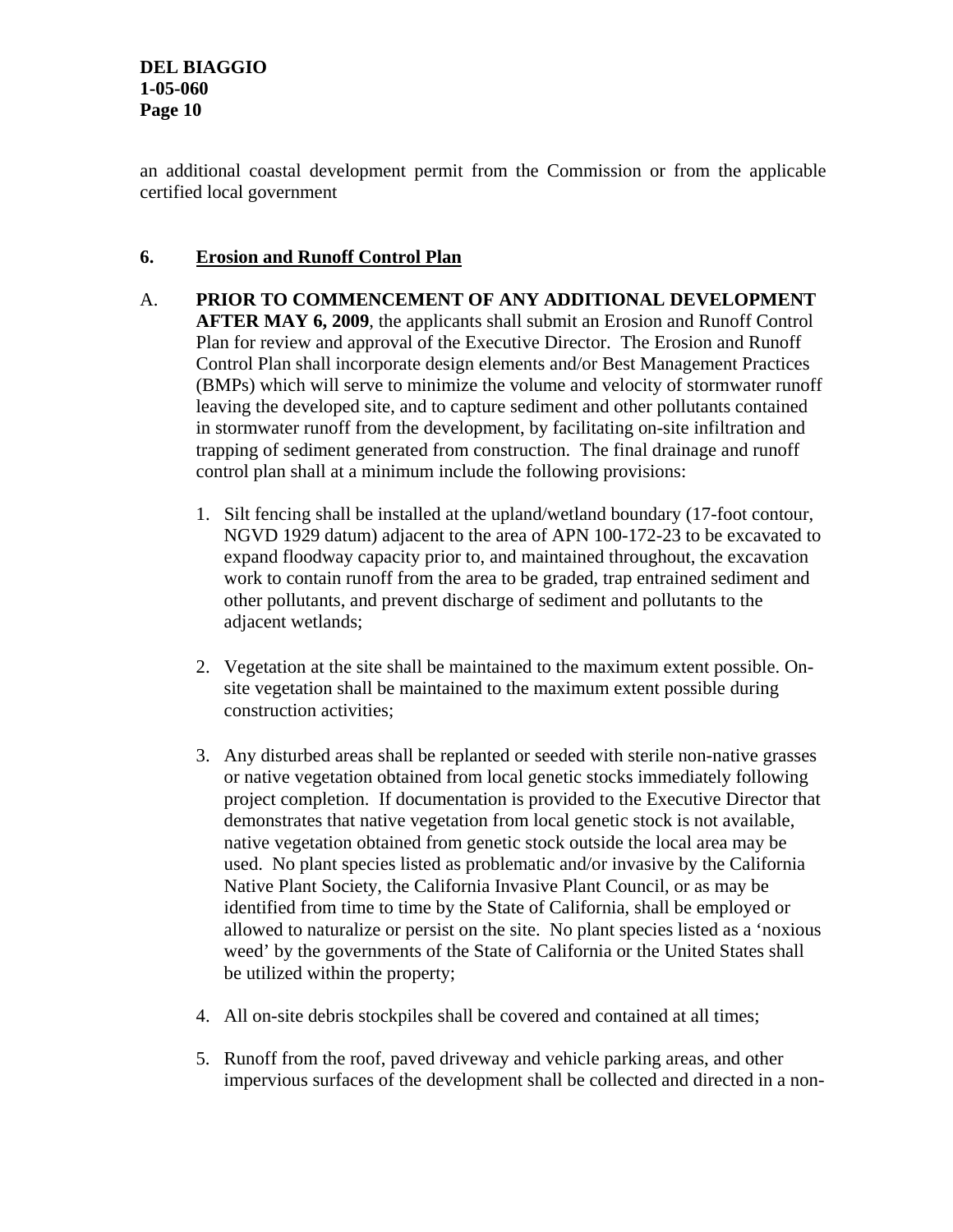an additional coastal development permit from the Commission or from the applicable certified local government

**6. Erosion and Runoff Control Plan**

A. **PRIOR TO COMMENCEMENT OF ANY ADDITIONAL DEVELOPMENT AFTER MAY 6, 2009**, the applicants shall submit an Erosion and Runoff Control Plan for review and approval of the Executive Director. The Erosion and Runoff Control Plan shall incorporate design elements and/or Best Management Practices (BMPs) which will serve to minimize the volume and velocity of stormwater runoff leaving the developed site, and to capture sediment and other pollutants contained in stormwater runoff from the development, by facilitating on-site infiltration and trapping of sediment generated from construction. The final drainage and runoff control plan shall at a minimum include the following provisions:

1. Silt fencing shall be installed at the upland/wetland boundary (17-foot contour, NGVD 1929 datum) adjacent to the area of APN 100-172-23 to be excavated to expand floodway capacity prior to, and maintained throughout, the excavation work to contain runoff from the area to be graded, trap entrained sediment and other pollutants, and prevent discharge of sediment and pollutants to the adjacent wetlands;

2. Vegetation at the site shall be maintained to the maximum extent possible. On-site vegetation shall be maintained to the maximum extent possible during construction activities;

3. Any disturbed areas shall be replanted or seeded with sterile non-native grasses or native vegetation obtained from local genetic stocks immediately following project completion. If documentation is provided to the Executive Director that demonstrates that native vegetation from local genetic stock is not available, native vegetation obtained from genetic stock outside the local area may be used. No plant species listed as problematic and/or invasive by the California Native Plant Society, the California Invasive Plant Council, or as may be identified from time to time by the State of California, shall be employed or allowed to naturalize or persist on the site. No plant species listed as a 'noxious weed' by the governments of the State of California or the United States shall be utilized within the property;

4. All on-site debris stockpiles shall be covered and contained at all times;

5. Runoff from the roof, paved driveway and vehicle parking areas, and other impervious surfaces of the development shall be collected and directed in a non-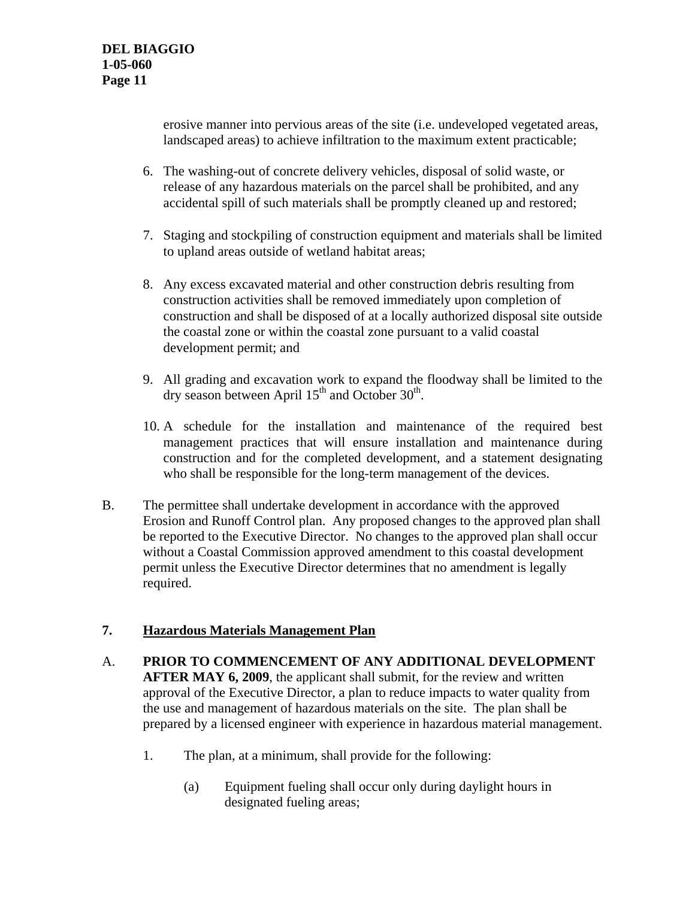erosive manner into pervious areas of the site (i.e. undeveloped vegetated areas, landscaped areas) to achieve infiltration to the maximum extent practicable;

6. The washing-out of concrete delivery vehicles, disposal of solid waste, or release of any hazardous materials on the parcel shall be prohibited, and any accidental spill of such materials shall be promptly cleaned up and restored;

7. Staging and stockpiling of construction equipment and materials shall be limited to upland areas outside of wetland habitat areas;

8. Any excess excavated material and other construction debris resulting from construction activities shall be removed immediately upon completion of construction and shall be disposed of at a locally authorized disposal site outside the coastal zone or within the coastal zone pursuant to a valid coastal development permit; and

9. All grading and excavation work to expand the floodway shall be limited to the dry season between April 15th and October 30th.

10. A schedule for the installation and maintenance of the required best management practices that will ensure installation and maintenance during construction and for the completed development, and a statement designating who shall be responsible for the long-term management of the devices.

B. The permittee shall undertake development in accordance with the approved Erosion and Runoff Control plan. Any proposed changes to the approved plan shall be reported to the Executive Director. No changes to the approved plan shall occur without a Coastal Commission approved amendment to this coastal development permit unless the Executive Director determines that no amendment is legally required.

## 7. Hazardous Materials Management Plan

A. **PRIOR TO COMMENCEMENT OF ANY ADDITIONAL DEVELOPMENT AFTER MAY 6, 2009**, the applicant shall submit, for the review and written approval of the Executive Director, a plan to reduce impacts to water quality from the use and management of hazardous materials on the site. The plan shall be prepared by a licensed engineer with experience in hazardous material management.

1. The plan, at a minimum, shall provide for the following:

   (a) Equipment fueling shall occur only during daylight hours in designated fueling areas;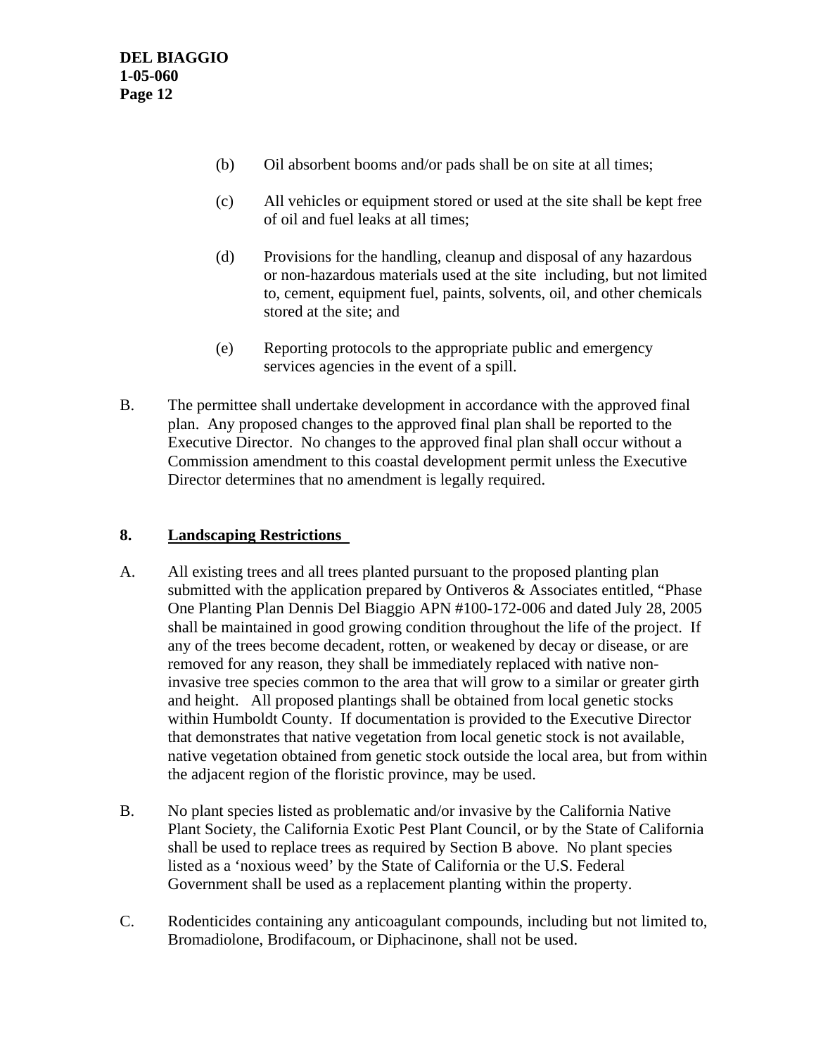(b) Oil absorbent booms and/or pads shall be on site at all times;

(c) All vehicles or equipment stored or used at the site shall be kept free of oil and fuel leaks at all times;

(d) Provisions for the handling, cleanup and disposal of any hazardous or non-hazardous materials used at the site including, but not limited to, cement, equipment fuel, paints, solvents, oil, and other chemicals stored at the site; and

(e) Reporting protocols to the appropriate public and emergency services agencies in the event of a spill.

B. The permittee shall undertake development in accordance with the approved final plan. Any proposed changes to the approved final plan shall be reported to the Executive Director. No changes to the approved final plan shall occur without a Commission amendment to this coastal development permit unless the Executive Director determines that no amendment is legally required.

**8. Landscaping Restrictions**

A. All existing trees and all trees planted pursuant to the proposed planting plan submitted with the application prepared by Ontiveros & Associates entitled, "Phase One Planting Plan Dennis Del Biaggio APN #100-172-006 and dated July 28, 2005 shall be maintained in good growing condition throughout the life of the project. If any of the trees become decadent, rotten, or weakened by decay or disease, or are removed for any reason, they shall be immediately replaced with native non-invasive tree species common to the area that will grow to a similar or greater girth and height. All proposed plantings shall be obtained from local genetic stocks within Humboldt County. If documentation is provided to the Executive Director that demonstrates that native vegetation from local genetic stock is not available, native vegetation obtained from genetic stock outside the local area, but from within the adjacent region of the floristic province, may be used.

B. No plant species listed as problematic and/or invasive by the California Native Plant Society, the California Exotic Pest Plant Council, or by the State of California shall be used to replace trees as required by Section B above. No plant species listed as a 'noxious weed' by the State of California or the U.S. Federal Government shall be used as a replacement planting within the property.

C. Rodenticides containing any anticoagulant compounds, including but not limited to, Bromadiolone, Brodifacoum, or Diphacinone, shall not be used.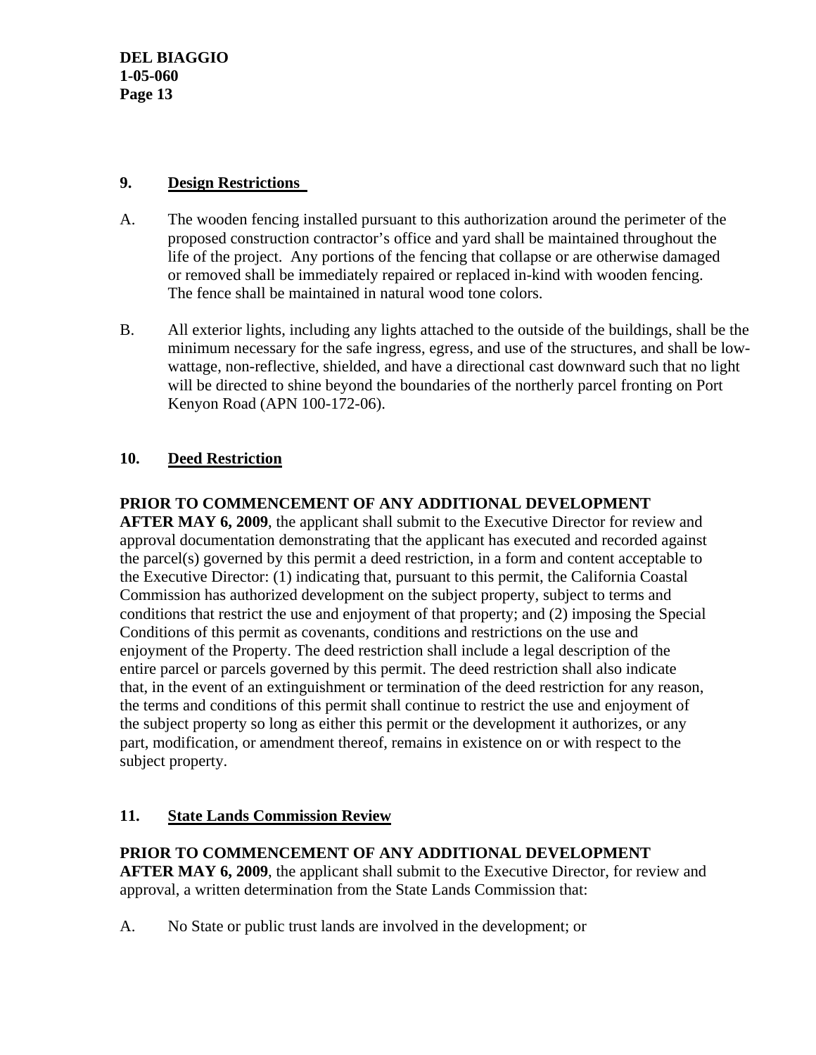### 9. <u>Design Restrictions</u>

A. The wooden fencing installed pursuant to this authorization around the perimeter of the proposed construction contractor's office and yard shall be maintained throughout the life of the project. Any portions of the fencing that collapse or are otherwise damaged or removed shall be immediately repaired or replaced in-kind with wooden fencing. The fence shall be maintained in natural wood tone colors.

B. All exterior lights, including any lights attached to the outside of the buildings, shall be the minimum necessary for the safe ingress, egress, and use of the structures, and shall be low-wattage, non-reflective, shielded, and have a directional cast downward such that no light will be directed to shine beyond the boundaries of the northerly parcel fronting on Port Kenyon Road (APN 100-172-06).

### 10. <u>Deed Restriction</u>

**PRIOR TO COMMENCEMENT OF ANY ADDITIONAL DEVELOPMENT AFTER MAY 6, 2009**, the applicant shall submit to the Executive Director for review and approval documentation demonstrating that the applicant has executed and recorded against the parcel(s) governed by this permit a deed restriction, in a form and content acceptable to the Executive Director: (1) indicating that, pursuant to this permit, the California Coastal Commission has authorized development on the subject property, subject to terms and conditions that restrict the use and enjoyment of that property; and (2) imposing the Special Conditions of this permit as covenants, conditions and restrictions on the use and enjoyment of the Property. The deed restriction shall include a legal description of the entire parcel or parcels governed by this permit. The deed restriction shall also indicate that, in the event of an extinguishment or termination of the deed restriction for any reason, the terms and conditions of this permit shall continue to restrict the use and enjoyment of the subject property so long as either this permit or the development it authorizes, or any part, modification, or amendment thereof, remains in existence on or with respect to the subject property.

### 11. <u>State Lands Commission Review</u>

**PRIOR TO COMMENCEMENT OF ANY ADDITIONAL DEVELOPMENT AFTER MAY 6, 2009**, the applicant shall submit to the Executive Director, for review and approval, a written determination from the State Lands Commission that:

A. No State or public trust lands are involved in the development; or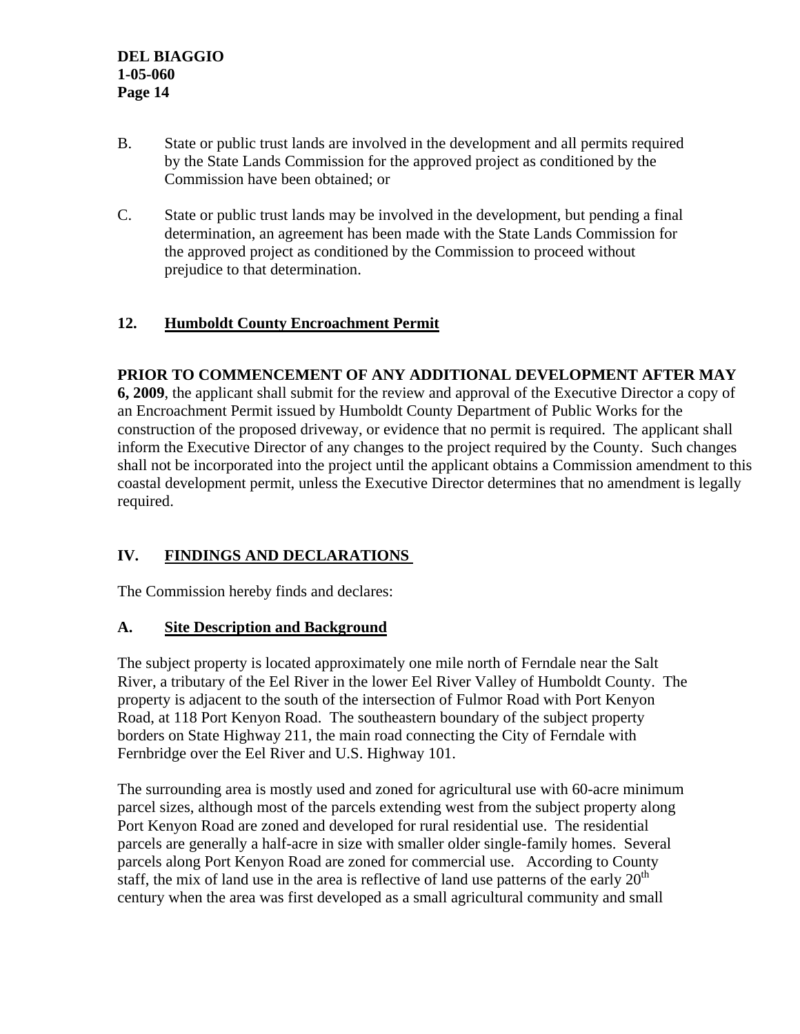B. State or public trust lands are involved in the development and all permits required by the State Lands Commission for the approved project as conditioned by the Commission have been obtained; or

C. State or public trust lands may be involved in the development, but pending a final determination, an agreement has been made with the State Lands Commission for the approved project as conditioned by the Commission to proceed without prejudice to that determination.

### 12. Humboldt County Encroachment Permit

**PRIOR TO COMMENCEMENT OF ANY ADDITIONAL DEVELOPMENT AFTER MAY 6, 2009**, the applicant shall submit for the review and approval of the Executive Director a copy of an Encroachment Permit issued by Humboldt County Department of Public Works for the construction of the proposed driveway, or evidence that no permit is required. The applicant shall inform the Executive Director of any changes to the project required by the County. Such changes shall not be incorporated into the project until the applicant obtains a Commission amendment to this coastal development permit, unless the Executive Director determines that no amendment is legally required.

## IV. FINDINGS AND DECLARATIONS

The Commission hereby finds and declares:

### A. Site Description and Background

The subject property is located approximately one mile north of Ferndale near the Salt River, a tributary of the Eel River in the lower Eel River Valley of Humboldt County. The property is adjacent to the south of the intersection of Fulmor Road with Port Kenyon Road, at 118 Port Kenyon Road. The southeastern boundary of the subject property borders on State Highway 211, the main road connecting the City of Ferndale with Fernbridge over the Eel River and U.S. Highway 101.

The surrounding area is mostly used and zoned for agricultural use with 60-acre minimum parcel sizes, although most of the parcels extending west from the subject property along Port Kenyon Road are zoned and developed for rural residential use. The residential parcels are generally a half-acre in size with smaller older single-family homes. Several parcels along Port Kenyon Road are zoned for commercial use. According to County staff, the mix of land use in the area is reflective of land use patterns of the early 20th century when the area was first developed as a small agricultural community and small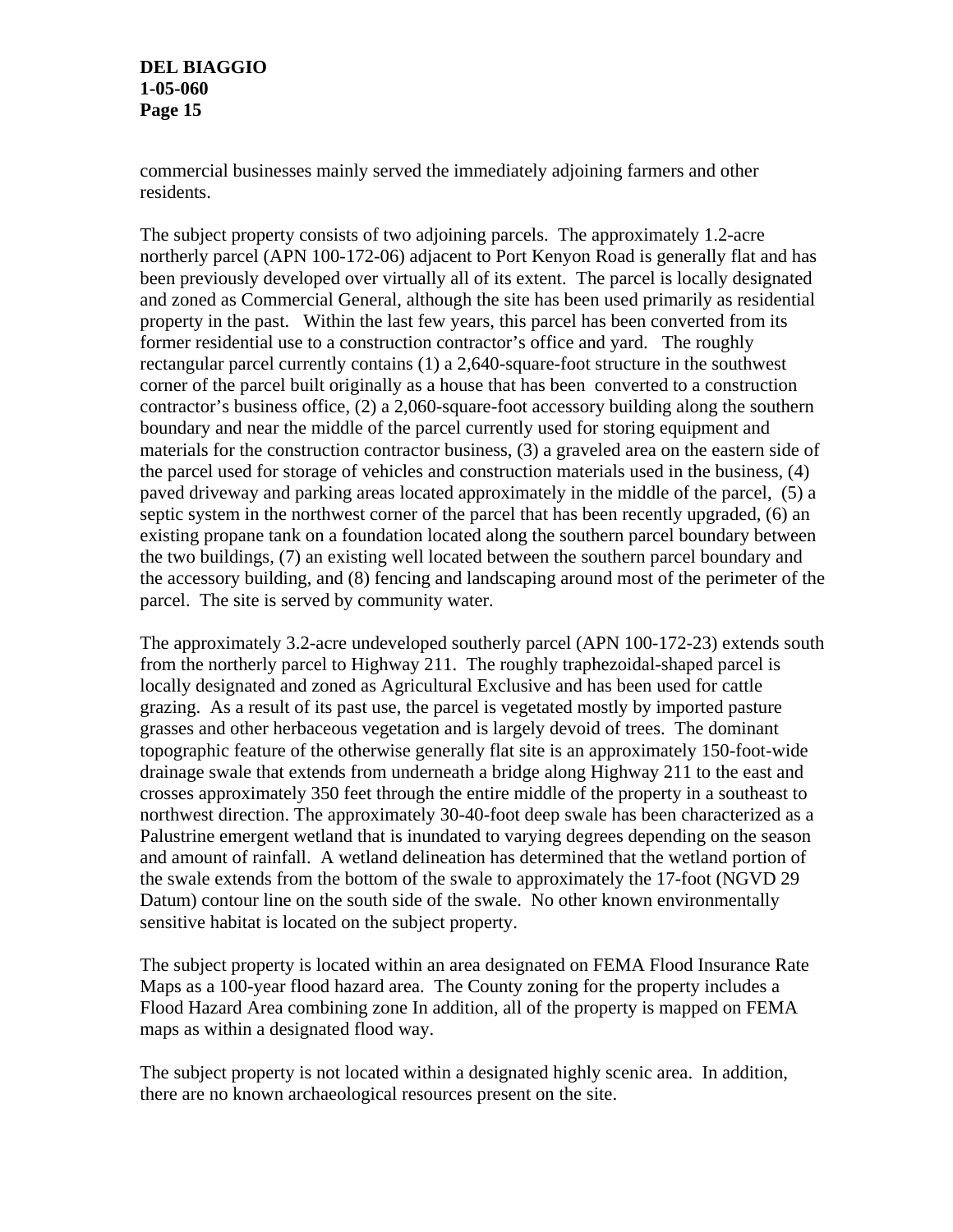commercial businesses mainly served the immediately adjoining farmers and other residents.

The subject property consists of two adjoining parcels. The approximately 1.2-acre northerly parcel (APN 100-172-06) adjacent to Port Kenyon Road is generally flat and has been previously developed over virtually all of its extent. The parcel is locally designated and zoned as Commercial General, although the site has been used primarily as residential property in the past. Within the last few years, this parcel has been converted from its former residential use to a construction contractor's office and yard. The roughly rectangular parcel currently contains (1) a 2,640-square-foot structure in the southwest corner of the parcel built originally as a house that has been converted to a construction contractor's business office, (2) a 2,060-square-foot accessory building along the southern boundary and near the middle of the parcel currently used for storing equipment and materials for the construction contractor business, (3) a graveled area on the eastern side of the parcel used for storage of vehicles and construction materials used in the business, (4) paved driveway and parking areas located approximately in the middle of the parcel, (5) a septic system in the northwest corner of the parcel that has been recently upgraded, (6) an existing propane tank on a foundation located along the southern parcel boundary between the two buildings, (7) an existing well located between the southern parcel boundary and the accessory building, and (8) fencing and landscaping around most of the perimeter of the parcel. The site is served by community water.

The approximately 3.2-acre undeveloped southerly parcel (APN 100-172-23) extends south from the northerly parcel to Highway 211. The roughly traphezoidal-shaped parcel is locally designated and zoned as Agricultural Exclusive and has been used for cattle grazing. As a result of its past use, the parcel is vegetated mostly by imported pasture grasses and other herbaceous vegetation and is largely devoid of trees. The dominant topographic feature of the otherwise generally flat site is an approximately 150-foot-wide drainage swale that extends from underneath a bridge along Highway 211 to the east and crosses approximately 350 feet through the entire middle of the property in a southeast to northwest direction. The approximately 30-40-foot deep swale has been characterized as a Palustrine emergent wetland that is inundated to varying degrees depending on the season and amount of rainfall. A wetland delineation has determined that the wetland portion of the swale extends from the bottom of the swale to approximately the 17-foot (NGVD 29 Datum) contour line on the south side of the swale. No other known environmentally sensitive habitat is located on the subject property.

The subject property is located within an area designated on FEMA Flood Insurance Rate Maps as a 100-year flood hazard area. The County zoning for the property includes a Flood Hazard Area combining zone In addition, all of the property is mapped on FEMA maps as within a designated flood way.

The subject property is not located within a designated highly scenic area. In addition, there are no known archaeological resources present on the site.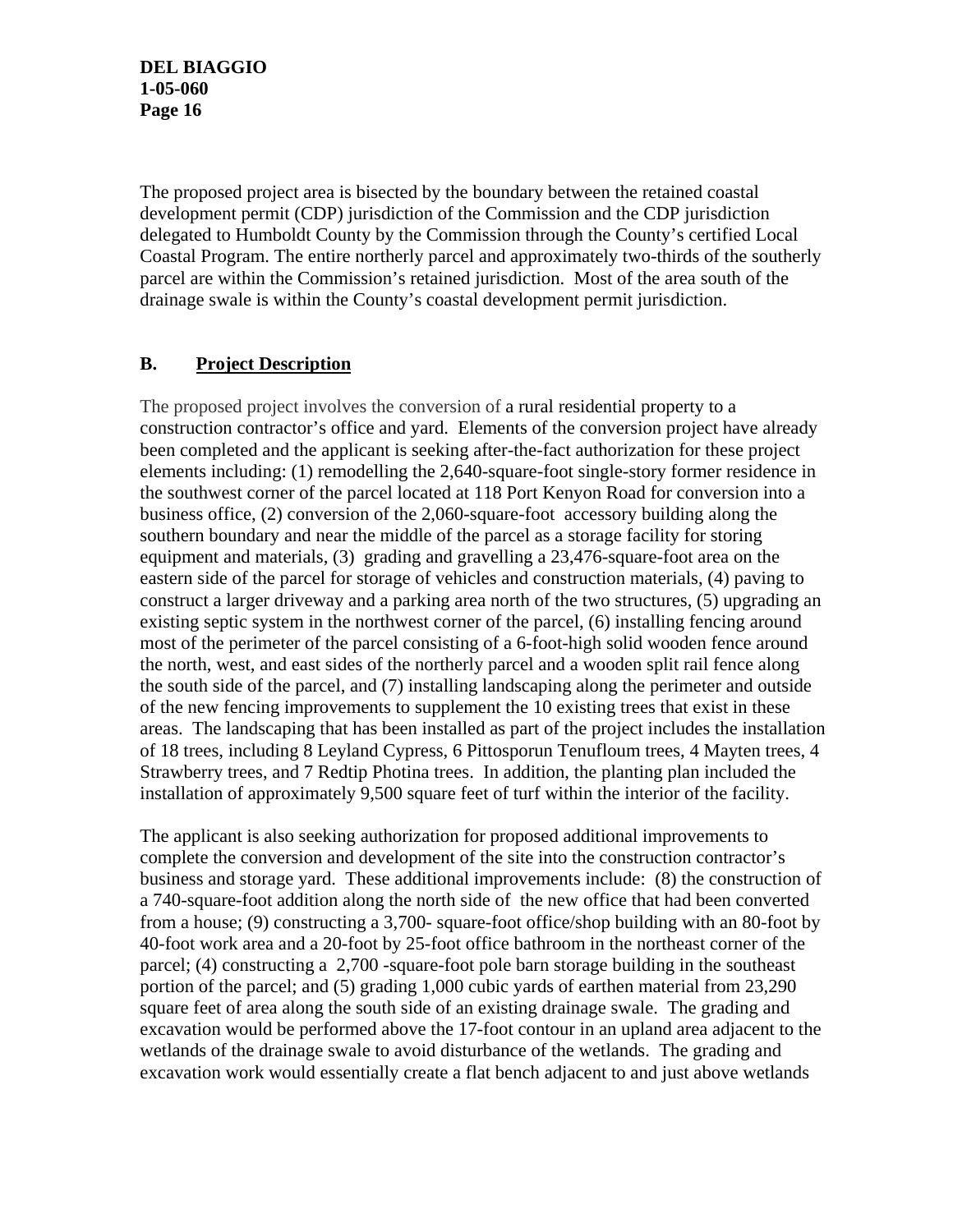The proposed project area is bisected by the boundary between the retained coastal development permit (CDP) jurisdiction of the Commission and the CDP jurisdiction delegated to Humboldt County by the Commission through the County's certified Local Coastal Program. The entire northerly parcel and approximately two-thirds of the southerly parcel are within the Commission's retained jurisdiction. Most of the area south of the drainage swale is within the County's coastal development permit jurisdiction.

## B. Project Description

The proposed project involves the conversion of a rural residential property to a construction contractor's office and yard. Elements of the conversion project have already been completed and the applicant is seeking after-the-fact authorization for these project elements including: (1) remodelling the 2,640-square-foot single-story former residence in the southwest corner of the parcel located at 118 Port Kenyon Road for conversion into a business office, (2) conversion of the 2,060-square-foot accessory building along the southern boundary and near the middle of the parcel as a storage facility for storing equipment and materials, (3) grading and gravelling a 23,476-square-foot area on the eastern side of the parcel for storage of vehicles and construction materials, (4) paving to construct a larger driveway and a parking area north of the two structures, (5) upgrading an existing septic system in the northwest corner of the parcel, (6) installing fencing around most of the perimeter of the parcel consisting of a 6-foot-high solid wooden fence around the north, west, and east sides of the northerly parcel and a wooden split rail fence along the south side of the parcel, and (7) installing landscaping along the perimeter and outside of the new fencing improvements to supplement the 10 existing trees that exist in these areas. The landscaping that has been installed as part of the project includes the installation of 18 trees, including 8 Leyland Cypress, 6 Pittosporun Tenufloum trees, 4 Mayten trees, 4 Strawberry trees, and 7 Redtip Photina trees. In addition, the planting plan included the installation of approximately 9,500 square feet of turf within the interior of the facility.

The applicant is also seeking authorization for proposed additional improvements to complete the conversion and development of the site into the construction contractor's business and storage yard. These additional improvements include: (8) the construction of a 740-square-foot addition along the north side of the new office that had been converted from a house; (9) constructing a 3,700- square-foot office/shop building with an 80-foot by 40-foot work area and a 20-foot by 25-foot office bathroom in the northeast corner of the parcel; (4) constructing a 2,700 -square-foot pole barn storage building in the southeast portion of the parcel; and (5) grading 1,000 cubic yards of earthen material from 23,290 square feet of area along the south side of an existing drainage swale. The grading and excavation would be performed above the 17-foot contour in an upland area adjacent to the wetlands of the drainage swale to avoid disturbance of the wetlands. The grading and excavation work would essentially create a flat bench adjacent to and just above wetlands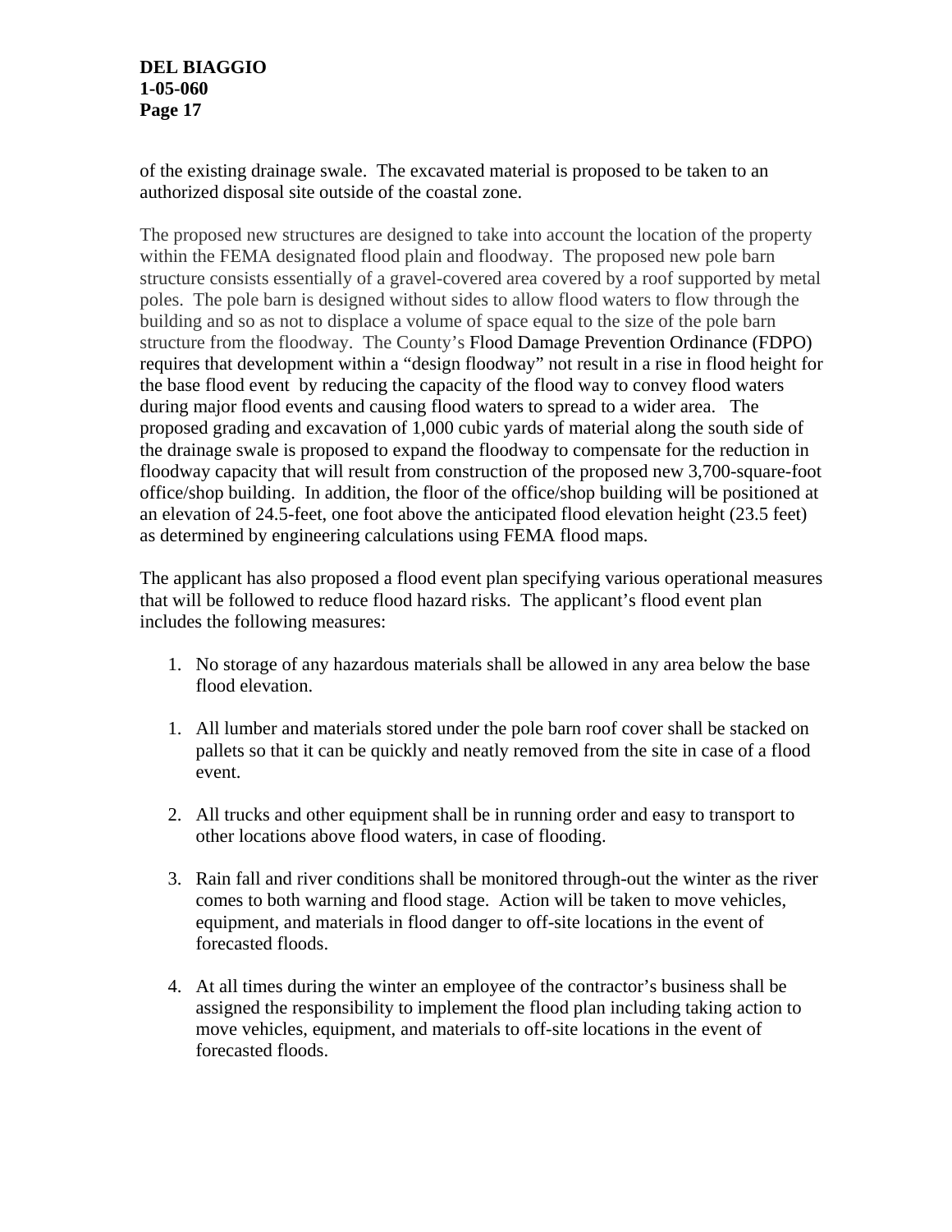of the existing drainage swale. The excavated material is proposed to be taken to an authorized disposal site outside of the coastal zone.

The proposed new structures are designed to take into account the location of the property within the FEMA designated flood plain and floodway. The proposed new pole barn structure consists essentially of a gravel-covered area covered by a roof supported by metal poles. The pole barn is designed without sides to allow flood waters to flow through the building and so as not to displace a volume of space equal to the size of the pole barn structure from the floodway. The County's Flood Damage Prevention Ordinance (FDPO) requires that development within a "design floodway" not result in a rise in flood height for the base flood event by reducing the capacity of the flood way to convey flood waters during major flood events and causing flood waters to spread to a wider area. The proposed grading and excavation of 1,000 cubic yards of material along the south side of the drainage swale is proposed to expand the floodway to compensate for the reduction in floodway capacity that will result from construction of the proposed new 3,700-square-foot office/shop building. In addition, the floor of the office/shop building will be positioned at an elevation of 24.5-feet, one foot above the anticipated flood elevation height (23.5 feet) as determined by engineering calculations using FEMA flood maps.

The applicant has also proposed a flood event plan specifying various operational measures that will be followed to reduce flood hazard risks. The applicant's flood event plan includes the following measures:

1. No storage of any hazardous materials shall be allowed in any area below the base flood elevation.

1. All lumber and materials stored under the pole barn roof cover shall be stacked on pallets so that it can be quickly and neatly removed from the site in case of a flood event.

2. All trucks and other equipment shall be in running order and easy to transport to other locations above flood waters, in case of flooding.

3. Rain fall and river conditions shall be monitored through-out the winter as the river comes to both warning and flood stage. Action will be taken to move vehicles, equipment, and materials in flood danger to off-site locations in the event of forecasted floods.

4. At all times during the winter an employee of the contractor's business shall be assigned the responsibility to implement the flood plan including taking action to move vehicles, equipment, and materials to off-site locations in the event of forecasted floods.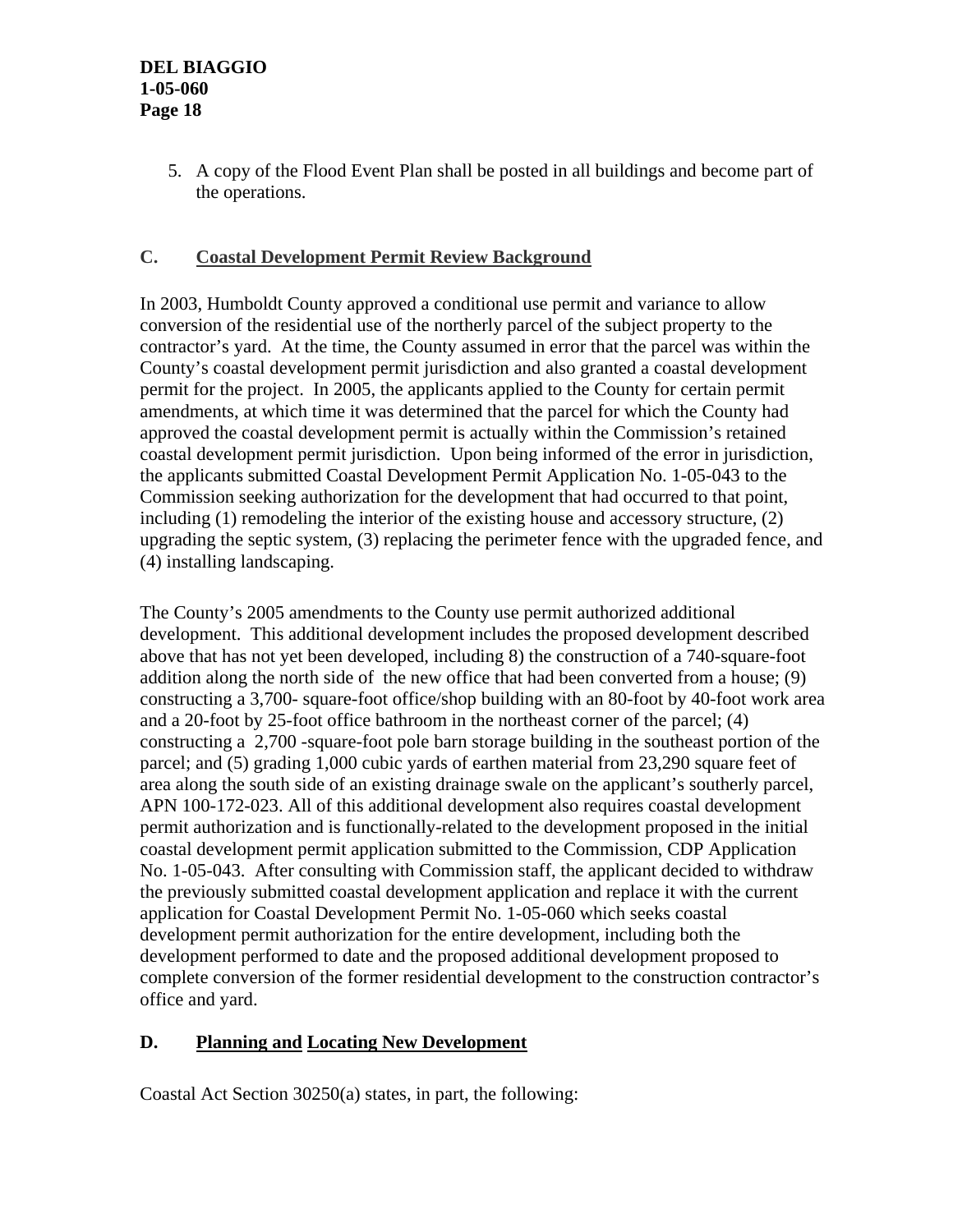5. A copy of the Flood Event Plan shall be posted in all buildings and become part of the operations.

## C. Coastal Development Permit Review Background

In 2003, Humboldt County approved a conditional use permit and variance to allow conversion of the residential use of the northerly parcel of the subject property to the contractor's yard. At the time, the County assumed in error that the parcel was within the County's coastal development permit jurisdiction and also granted a coastal development permit for the project. In 2005, the applicants applied to the County for certain permit amendments, at which time it was determined that the parcel for which the County had approved the coastal development permit is actually within the Commission's retained coastal development permit jurisdiction. Upon being informed of the error in jurisdiction, the applicants submitted Coastal Development Permit Application No. 1-05-043 to the Commission seeking authorization for the development that had occurred to that point, including (1) remodeling the interior of the existing house and accessory structure, (2) upgrading the septic system, (3) replacing the perimeter fence with the upgraded fence, and (4) installing landscaping.

The County's 2005 amendments to the County use permit authorized additional development. This additional development includes the proposed development described above that has not yet been developed, including 8) the construction of a 740-square-foot addition along the north side of the new office that had been converted from a house; (9) constructing a 3,700- square-foot office/shop building with an 80-foot by 40-foot work area and a 20-foot by 25-foot office bathroom in the northeast corner of the parcel; (4) constructing a 2,700 -square-foot pole barn storage building in the southeast portion of the parcel; and (5) grading 1,000 cubic yards of earthen material from 23,290 square feet of area along the south side of an existing drainage swale on the applicant's southerly parcel, APN 100-172-023. All of this additional development also requires coastal development permit authorization and is functionally-related to the development proposed in the initial coastal development permit application submitted to the Commission, CDP Application No. 1-05-043. After consulting with Commission staff, the applicant decided to withdraw the previously submitted coastal development application and replace it with the current application for Coastal Development Permit No. 1-05-060 which seeks coastal development permit authorization for the entire development, including both the development performed to date and the proposed additional development proposed to complete conversion of the former residential development to the construction contractor's office and yard.

## D. Planning and Locating New Development

Coastal Act Section 30250(a) states, in part, the following: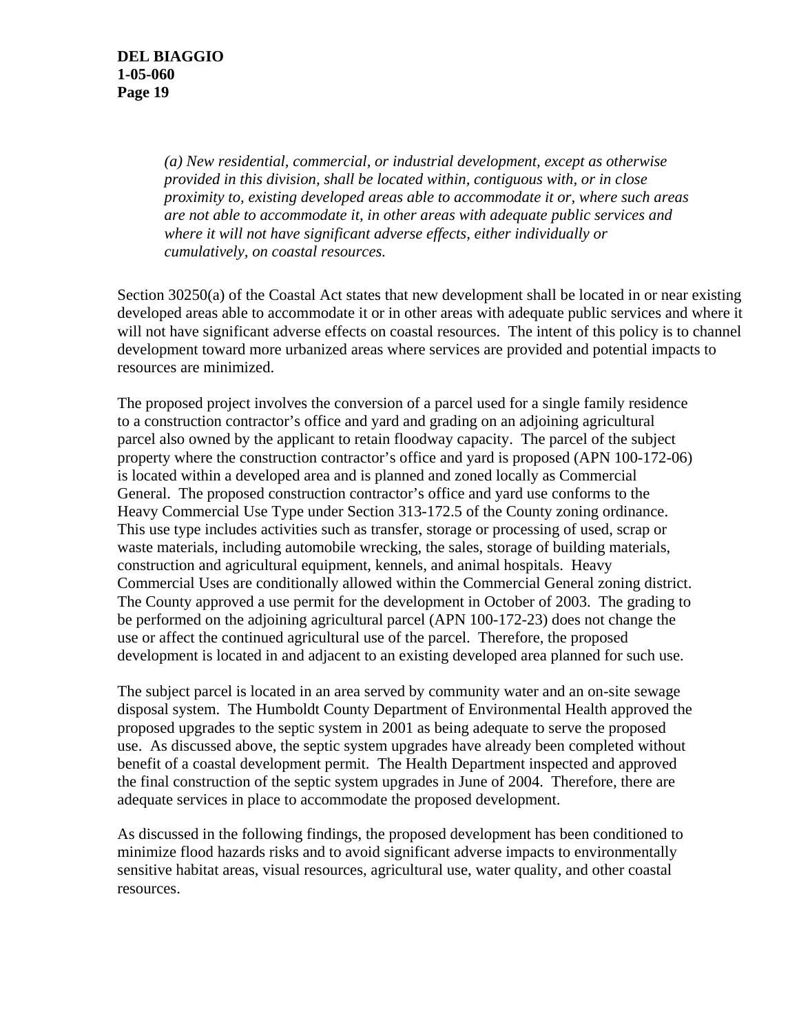*(a) New residential, commercial, or industrial development, except as otherwise provided in this division, shall be located within, contiguous with, or in close proximity to, existing developed areas able to accommodate it or, where such areas are not able to accommodate it, in other areas with adequate public services and where it will not have significant adverse effects, either individually or cumulatively, on coastal resources.*

Section 30250(a) of the Coastal Act states that new development shall be located in or near existing developed areas able to accommodate it or in other areas with adequate public services and where it will not have significant adverse effects on coastal resources. The intent of this policy is to channel development toward more urbanized areas where services are provided and potential impacts to resources are minimized.

The proposed project involves the conversion of a parcel used for a single family residence to a construction contractor's office and yard and grading on an adjoining agricultural parcel also owned by the applicant to retain floodway capacity. The parcel of the subject property where the construction contractor's office and yard is proposed (APN 100-172-06) is located within a developed area and is planned and zoned locally as Commercial General. The proposed construction contractor's office and yard use conforms to the Heavy Commercial Use Type under Section 313-172.5 of the County zoning ordinance. This use type includes activities such as transfer, storage or processing of used, scrap or waste materials, including automobile wrecking, the sales, storage of building materials, construction and agricultural equipment, kennels, and animal hospitals. Heavy Commercial Uses are conditionally allowed within the Commercial General zoning district. The County approved a use permit for the development in October of 2003. The grading to be performed on the adjoining agricultural parcel (APN 100-172-23) does not change the use or affect the continued agricultural use of the parcel. Therefore, the proposed development is located in and adjacent to an existing developed area planned for such use.

The subject parcel is located in an area served by community water and an on-site sewage disposal system. The Humboldt County Department of Environmental Health approved the proposed upgrades to the septic system in 2001 as being adequate to serve the proposed use. As discussed above, the septic system upgrades have already been completed without benefit of a coastal development permit. The Health Department inspected and approved the final construction of the septic system upgrades in June of 2004. Therefore, there are adequate services in place to accommodate the proposed development.

As discussed in the following findings, the proposed development has been conditioned to minimize flood hazards risks and to avoid significant adverse impacts to environmentally sensitive habitat areas, visual resources, agricultural use, water quality, and other coastal resources.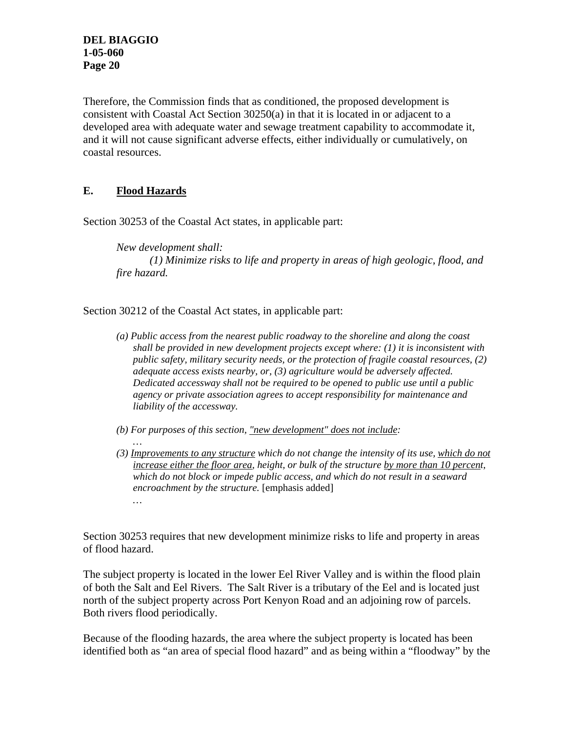Therefore, the Commission finds that as conditioned, the proposed development is consistent with Coastal Act Section 30250(a) in that it is located in or adjacent to a developed area with adequate water and sewage treatment capability to accommodate it, and it will not cause significant adverse effects, either individually or cumulatively, on coastal resources.

## E. <u>Flood Hazards</u>

Section 30253 of the Coastal Act states, in applicable part:

> *New development shall:*
> *(1) Minimize risks to life and property in areas of high geologic, flood, and fire hazard.*

Section 30212 of the Coastal Act states, in applicable part:

> *(a) Public access from the nearest public roadway to the shoreline and along the coast shall be provided in new development projects except where: (1) it is inconsistent with public safety, military security needs, or the protection of fragile coastal resources, (2) adequate access exists nearby, or, (3) agriculture would be adversely affected. Dedicated accessway shall not be required to be opened to public use until a public agency or private association agrees to accept responsibility for maintenance and liability of the accessway.*
>
> *(b) For purposes of this section, <u>"new development" does not include</u>:*
> …
> *(3) <u>Improvements to any structure</u> which do not change the intensity of its use, <u>which do not increase either the floor area</u>, height, or bulk of the structure <u>by more than 10 percent</u>, which do not block or impede public access, and which do not result in a seaward encroachment by the structure.* [emphasis added]
> …

Section 30253 requires that new development minimize risks to life and property in areas of flood hazard.

The subject property is located in the lower Eel River Valley and is within the flood plain of both the Salt and Eel Rivers. The Salt River is a tributary of the Eel and is located just north of the subject property across Port Kenyon Road and an adjoining row of parcels. Both rivers flood periodically.

Because of the flooding hazards, the area where the subject property is located has been identified both as "an area of special flood hazard" and as being within a "floodway" by the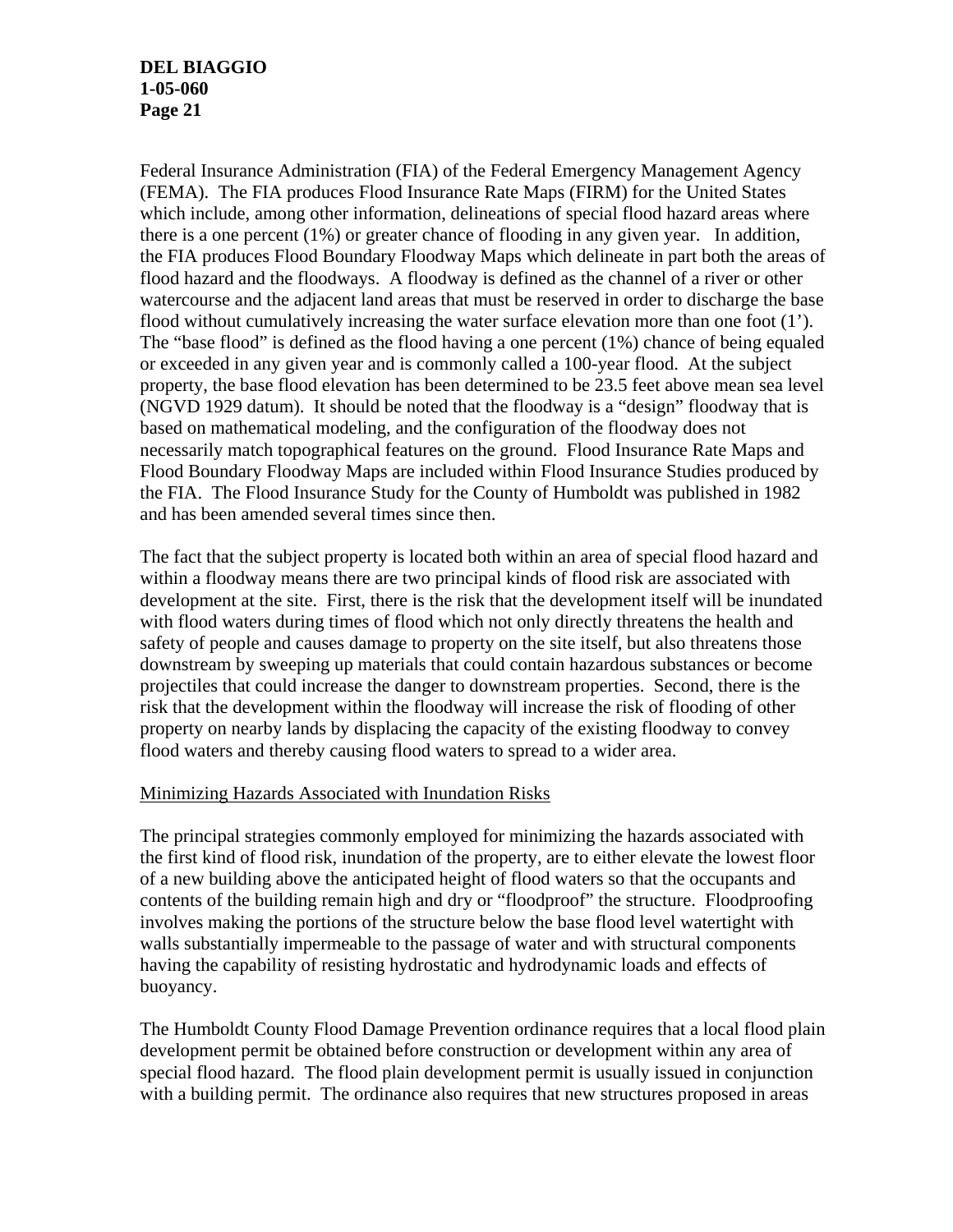Federal Insurance Administration (FIA) of the Federal Emergency Management Agency (FEMA). The FIA produces Flood Insurance Rate Maps (FIRM) for the United States which include, among other information, delineations of special flood hazard areas where there is a one percent (1%) or greater chance of flooding in any given year. In addition, the FIA produces Flood Boundary Floodway Maps which delineate in part both the areas of flood hazard and the floodways. A floodway is defined as the channel of a river or other watercourse and the adjacent land areas that must be reserved in order to discharge the base flood without cumulatively increasing the water surface elevation more than one foot (1'). The "base flood" is defined as the flood having a one percent (1%) chance of being equaled or exceeded in any given year and is commonly called a 100-year flood. At the subject property, the base flood elevation has been determined to be 23.5 feet above mean sea level (NGVD 1929 datum). It should be noted that the floodway is a "design" floodway that is based on mathematical modeling, and the configuration of the floodway does not necessarily match topographical features on the ground. Flood Insurance Rate Maps and Flood Boundary Floodway Maps are included within Flood Insurance Studies produced by the FIA. The Flood Insurance Study for the County of Humboldt was published in 1982 and has been amended several times since then.

The fact that the subject property is located both within an area of special flood hazard and within a floodway means there are two principal kinds of flood risk are associated with development at the site. First, there is the risk that the development itself will be inundated with flood waters during times of flood which not only directly threatens the health and safety of people and causes damage to property on the site itself, but also threatens those downstream by sweeping up materials that could contain hazardous substances or become projectiles that could increase the danger to downstream properties. Second, there is the risk that the development within the floodway will increase the risk of flooding of other property on nearby lands by displacing the capacity of the existing floodway to convey flood waters and thereby causing flood waters to spread to a wider area.

<u>Minimizing Hazards Associated with Inundation Risks</u>

The principal strategies commonly employed for minimizing the hazards associated with the first kind of flood risk, inundation of the property, are to either elevate the lowest floor of a new building above the anticipated height of flood waters so that the occupants and contents of the building remain high and dry or "floodproof" the structure. Floodproofing involves making the portions of the structure below the base flood level watertight with walls substantially impermeable to the passage of water and with structural components having the capability of resisting hydrostatic and hydrodynamic loads and effects of buoyancy.

The Humboldt County Flood Damage Prevention ordinance requires that a local flood plain development permit be obtained before construction or development within any area of special flood hazard. The flood plain development permit is usually issued in conjunction with a building permit. The ordinance also requires that new structures proposed in areas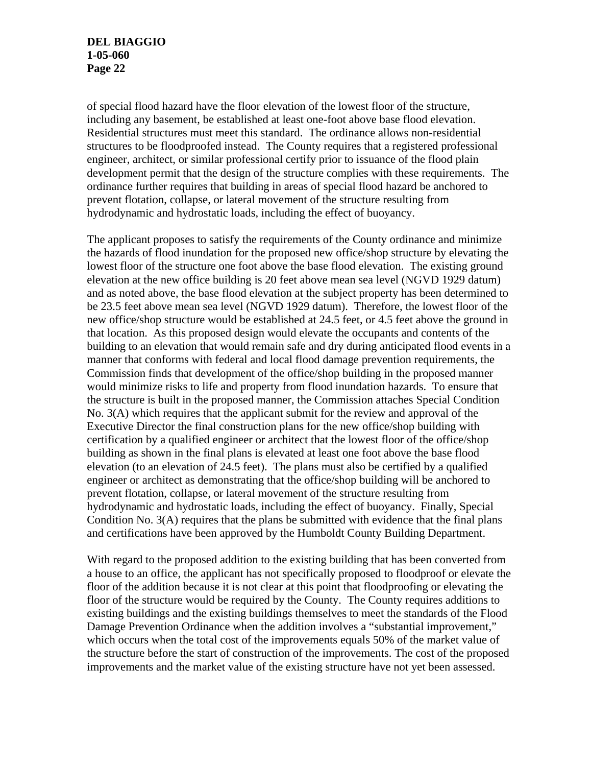of special flood hazard have the floor elevation of the lowest floor of the structure, including any basement, be established at least one-foot above base flood elevation. Residential structures must meet this standard. The ordinance allows non-residential structures to be floodproofed instead. The County requires that a registered professional engineer, architect, or similar professional certify prior to issuance of the flood plain development permit that the design of the structure complies with these requirements. The ordinance further requires that building in areas of special flood hazard be anchored to prevent flotation, collapse, or lateral movement of the structure resulting from hydrodynamic and hydrostatic loads, including the effect of buoyancy.

The applicant proposes to satisfy the requirements of the County ordinance and minimize the hazards of flood inundation for the proposed new office/shop structure by elevating the lowest floor of the structure one foot above the base flood elevation. The existing ground elevation at the new office building is 20 feet above mean sea level (NGVD 1929 datum) and as noted above, the base flood elevation at the subject property has been determined to be 23.5 feet above mean sea level (NGVD 1929 datum). Therefore, the lowest floor of the new office/shop structure would be established at 24.5 feet, or 4.5 feet above the ground in that location. As this proposed design would elevate the occupants and contents of the building to an elevation that would remain safe and dry during anticipated flood events in a manner that conforms with federal and local flood damage prevention requirements, the Commission finds that development of the office/shop building in the proposed manner would minimize risks to life and property from flood inundation hazards. To ensure that the structure is built in the proposed manner, the Commission attaches Special Condition No. 3(A) which requires that the applicant submit for the review and approval of the Executive Director the final construction plans for the new office/shop building with certification by a qualified engineer or architect that the lowest floor of the office/shop building as shown in the final plans is elevated at least one foot above the base flood elevation (to an elevation of 24.5 feet). The plans must also be certified by a qualified engineer or architect as demonstrating that the office/shop building will be anchored to prevent flotation, collapse, or lateral movement of the structure resulting from hydrodynamic and hydrostatic loads, including the effect of buoyancy. Finally, Special Condition No. 3(A) requires that the plans be submitted with evidence that the final plans and certifications have been approved by the Humboldt County Building Department.

With regard to the proposed addition to the existing building that has been converted from a house to an office, the applicant has not specifically proposed to floodproof or elevate the floor of the addition because it is not clear at this point that floodproofing or elevating the floor of the structure would be required by the County. The County requires additions to existing buildings and the existing buildings themselves to meet the standards of the Flood Damage Prevention Ordinance when the addition involves a "substantial improvement," which occurs when the total cost of the improvements equals 50% of the market value of the structure before the start of construction of the improvements. The cost of the proposed improvements and the market value of the existing structure have not yet been assessed.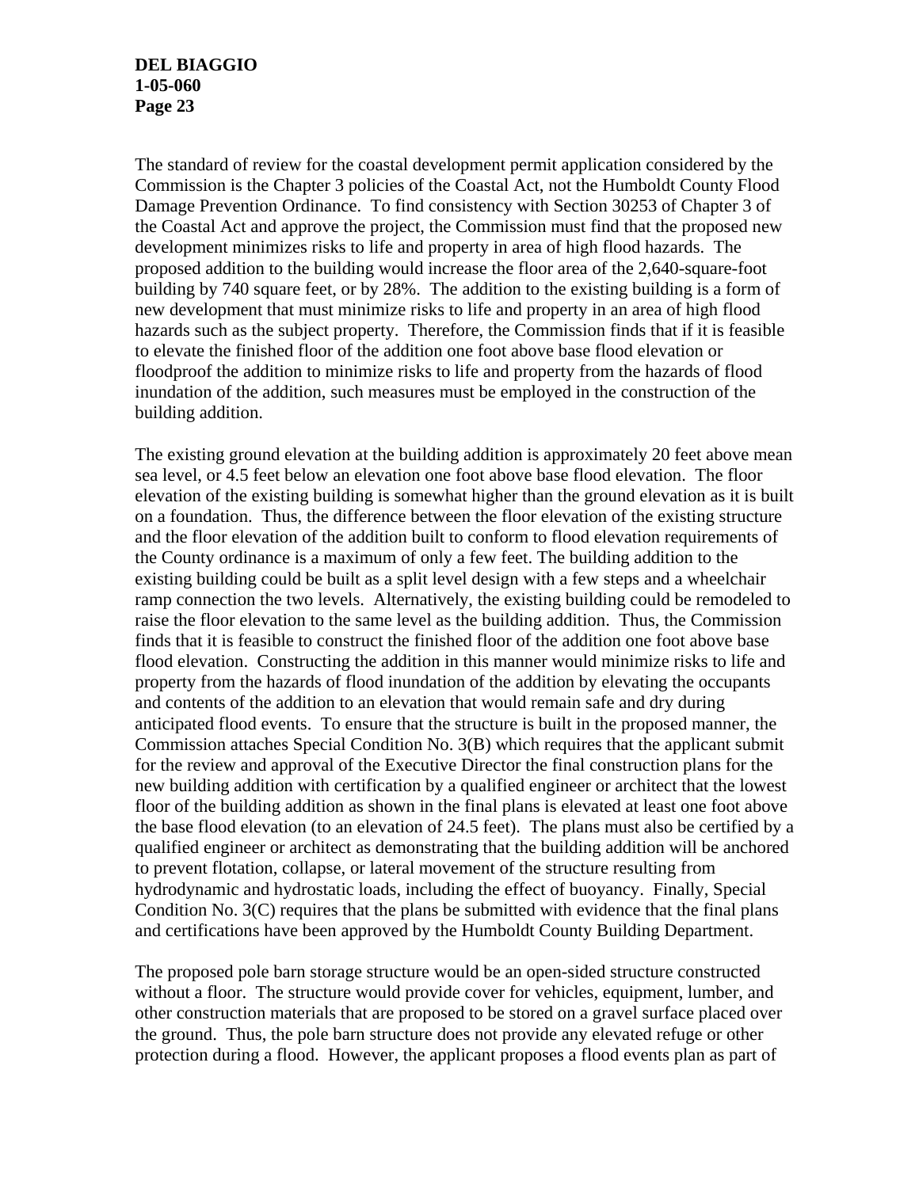The standard of review for the coastal development permit application considered by the Commission is the Chapter 3 policies of the Coastal Act, not the Humboldt County Flood Damage Prevention Ordinance. To find consistency with Section 30253 of Chapter 3 of the Coastal Act and approve the project, the Commission must find that the proposed new development minimizes risks to life and property in area of high flood hazards. The proposed addition to the building would increase the floor area of the 2,640-square-foot building by 740 square feet, or by 28%. The addition to the existing building is a form of new development that must minimize risks to life and property in an area of high flood hazards such as the subject property. Therefore, the Commission finds that if it is feasible to elevate the finished floor of the addition one foot above base flood elevation or floodproof the addition to minimize risks to life and property from the hazards of flood inundation of the addition, such measures must be employed in the construction of the building addition.

The existing ground elevation at the building addition is approximately 20 feet above mean sea level, or 4.5 feet below an elevation one foot above base flood elevation. The floor elevation of the existing building is somewhat higher than the ground elevation as it is built on a foundation. Thus, the difference between the floor elevation of the existing structure and the floor elevation of the addition built to conform to flood elevation requirements of the County ordinance is a maximum of only a few feet. The building addition to the existing building could be built as a split level design with a few steps and a wheelchair ramp connection the two levels. Alternatively, the existing building could be remodeled to raise the floor elevation to the same level as the building addition. Thus, the Commission finds that it is feasible to construct the finished floor of the addition one foot above base flood elevation. Constructing the addition in this manner would minimize risks to life and property from the hazards of flood inundation of the addition by elevating the occupants and contents of the addition to an elevation that would remain safe and dry during anticipated flood events. To ensure that the structure is built in the proposed manner, the Commission attaches Special Condition No. 3(B) which requires that the applicant submit for the review and approval of the Executive Director the final construction plans for the new building addition with certification by a qualified engineer or architect that the lowest floor of the building addition as shown in the final plans is elevated at least one foot above the base flood elevation (to an elevation of 24.5 feet). The plans must also be certified by a qualified engineer or architect as demonstrating that the building addition will be anchored to prevent flotation, collapse, or lateral movement of the structure resulting from hydrodynamic and hydrostatic loads, including the effect of buoyancy. Finally, Special Condition No. 3(C) requires that the plans be submitted with evidence that the final plans and certifications have been approved by the Humboldt County Building Department.

The proposed pole barn storage structure would be an open-sided structure constructed without a floor. The structure would provide cover for vehicles, equipment, lumber, and other construction materials that are proposed to be stored on a gravel surface placed over the ground. Thus, the pole barn structure does not provide any elevated refuge or other protection during a flood. However, the applicant proposes a flood events plan as part of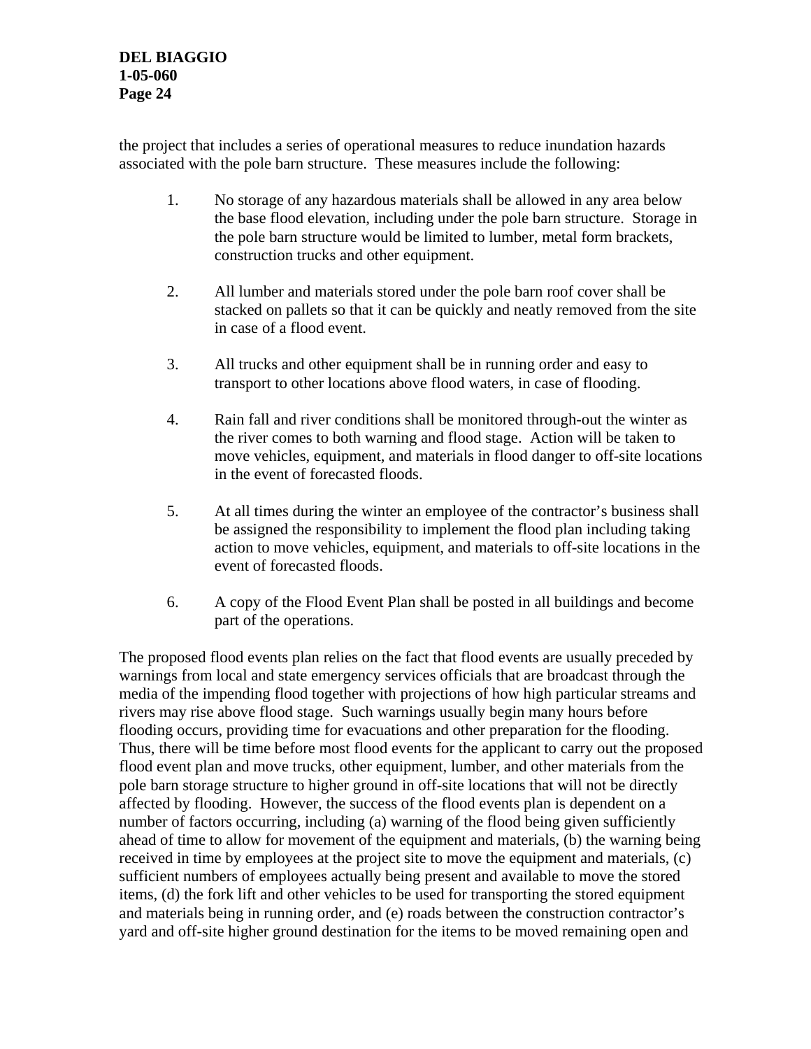the project that includes a series of operational measures to reduce inundation hazards associated with the pole barn structure. These measures include the following:

1. No storage of any hazardous materials shall be allowed in any area below the base flood elevation, including under the pole barn structure. Storage in the pole barn structure would be limited to lumber, metal form brackets, construction trucks and other equipment.

2. All lumber and materials stored under the pole barn roof cover shall be stacked on pallets so that it can be quickly and neatly removed from the site in case of a flood event.

3. All trucks and other equipment shall be in running order and easy to transport to other locations above flood waters, in case of flooding.

4. Rain fall and river conditions shall be monitored through-out the winter as the river comes to both warning and flood stage. Action will be taken to move vehicles, equipment, and materials in flood danger to off-site locations in the event of forecasted floods.

5. At all times during the winter an employee of the contractor's business shall be assigned the responsibility to implement the flood plan including taking action to move vehicles, equipment, and materials to off-site locations in the event of forecasted floods.

6. A copy of the Flood Event Plan shall be posted in all buildings and become part of the operations.

The proposed flood events plan relies on the fact that flood events are usually preceded by warnings from local and state emergency services officials that are broadcast through the media of the impending flood together with projections of how high particular streams and rivers may rise above flood stage. Such warnings usually begin many hours before flooding occurs, providing time for evacuations and other preparation for the flooding. Thus, there will be time before most flood events for the applicant to carry out the proposed flood event plan and move trucks, other equipment, lumber, and other materials from the pole barn storage structure to higher ground in off-site locations that will not be directly affected by flooding. However, the success of the flood events plan is dependent on a number of factors occurring, including (a) warning of the flood being given sufficiently ahead of time to allow for movement of the equipment and materials, (b) the warning being received in time by employees at the project site to move the equipment and materials, (c) sufficient numbers of employees actually being present and available to move the stored items, (d) the fork lift and other vehicles to be used for transporting the stored equipment and materials being in running order, and (e) roads between the construction contractor's yard and off-site higher ground destination for the items to be moved remaining open and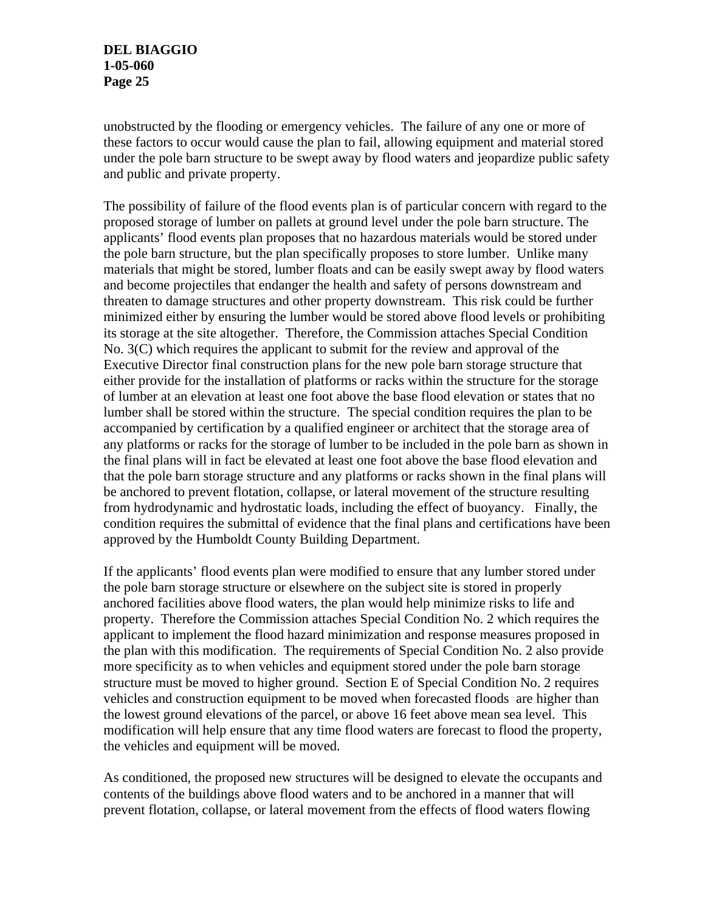unobstructed by the flooding or emergency vehicles. The failure of any one or more of these factors to occur would cause the plan to fail, allowing equipment and material stored under the pole barn structure to be swept away by flood waters and jeopardize public safety and public and private property.

The possibility of failure of the flood events plan is of particular concern with regard to the proposed storage of lumber on pallets at ground level under the pole barn structure. The applicants' flood events plan proposes that no hazardous materials would be stored under the pole barn structure, but the plan specifically proposes to store lumber. Unlike many materials that might be stored, lumber floats and can be easily swept away by flood waters and become projectiles that endanger the health and safety of persons downstream and threaten to damage structures and other property downstream. This risk could be further minimized either by ensuring the lumber would be stored above flood levels or prohibiting its storage at the site altogether. Therefore, the Commission attaches Special Condition No. 3(C) which requires the applicant to submit for the review and approval of the Executive Director final construction plans for the new pole barn storage structure that either provide for the installation of platforms or racks within the structure for the storage of lumber at an elevation at least one foot above the base flood elevation or states that no lumber shall be stored within the structure. The special condition requires the plan to be accompanied by certification by a qualified engineer or architect that the storage area of any platforms or racks for the storage of lumber to be included in the pole barn as shown in the final plans will in fact be elevated at least one foot above the base flood elevation and that the pole barn storage structure and any platforms or racks shown in the final plans will be anchored to prevent flotation, collapse, or lateral movement of the structure resulting from hydrodynamic and hydrostatic loads, including the effect of buoyancy. Finally, the condition requires the submittal of evidence that the final plans and certifications have been approved by the Humboldt County Building Department.

If the applicants' flood events plan were modified to ensure that any lumber stored under the pole barn storage structure or elsewhere on the subject site is stored in properly anchored facilities above flood waters, the plan would help minimize risks to life and property. Therefore the Commission attaches Special Condition No. 2 which requires the applicant to implement the flood hazard minimization and response measures proposed in the plan with this modification. The requirements of Special Condition No. 2 also provide more specificity as to when vehicles and equipment stored under the pole barn storage structure must be moved to higher ground. Section E of Special Condition No. 2 requires vehicles and construction equipment to be moved when forecasted floods are higher than the lowest ground elevations of the parcel, or above 16 feet above mean sea level. This modification will help ensure that any time flood waters are forecast to flood the property, the vehicles and equipment will be moved.

As conditioned, the proposed new structures will be designed to elevate the occupants and contents of the buildings above flood waters and to be anchored in a manner that will prevent flotation, collapse, or lateral movement from the effects of flood waters flowing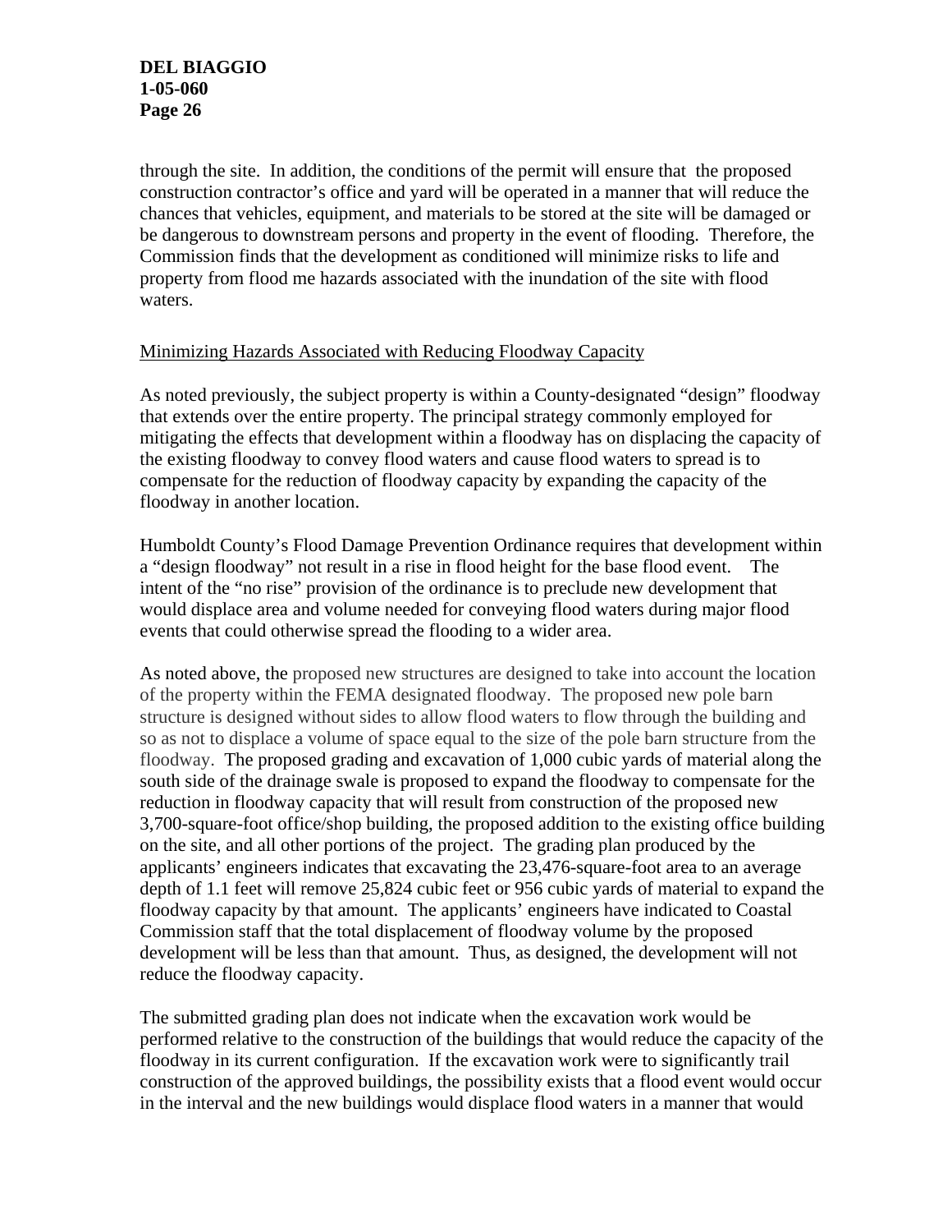through the site. In addition, the conditions of the permit will ensure that the proposed construction contractor's office and yard will be operated in a manner that will reduce the chances that vehicles, equipment, and materials to be stored at the site will be damaged or be dangerous to downstream persons and property in the event of flooding. Therefore, the Commission finds that the development as conditioned will minimize risks to life and property from flood me hazards associated with the inundation of the site with flood waters.

Minimizing Hazards Associated with Reducing Floodway Capacity

As noted previously, the subject property is within a County-designated "design" floodway that extends over the entire property. The principal strategy commonly employed for mitigating the effects that development within a floodway has on displacing the capacity of the existing floodway to convey flood waters and cause flood waters to spread is to compensate for the reduction of floodway capacity by expanding the capacity of the floodway in another location.

Humboldt County's Flood Damage Prevention Ordinance requires that development within a "design floodway" not result in a rise in flood height for the base flood event. The intent of the "no rise" provision of the ordinance is to preclude new development that would displace area and volume needed for conveying flood waters during major flood events that could otherwise spread the flooding to a wider area.

As noted above, the proposed new structures are designed to take into account the location of the property within the FEMA designated floodway. The proposed new pole barn structure is designed without sides to allow flood waters to flow through the building and so as not to displace a volume of space equal to the size of the pole barn structure from the floodway. The proposed grading and excavation of 1,000 cubic yards of material along the south side of the drainage swale is proposed to expand the floodway to compensate for the reduction in floodway capacity that will result from construction of the proposed new 3,700-square-foot office/shop building, the proposed addition to the existing office building on the site, and all other portions of the project. The grading plan produced by the applicants' engineers indicates that excavating the 23,476-square-foot area to an average depth of 1.1 feet will remove 25,824 cubic feet or 956 cubic yards of material to expand the floodway capacity by that amount. The applicants' engineers have indicated to Coastal Commission staff that the total displacement of floodway volume by the proposed development will be less than that amount. Thus, as designed, the development will not reduce the floodway capacity.

The submitted grading plan does not indicate when the excavation work would be performed relative to the construction of the buildings that would reduce the capacity of the floodway in its current configuration. If the excavation work were to significantly trail construction of the approved buildings, the possibility exists that a flood event would occur in the interval and the new buildings would displace flood waters in a manner that would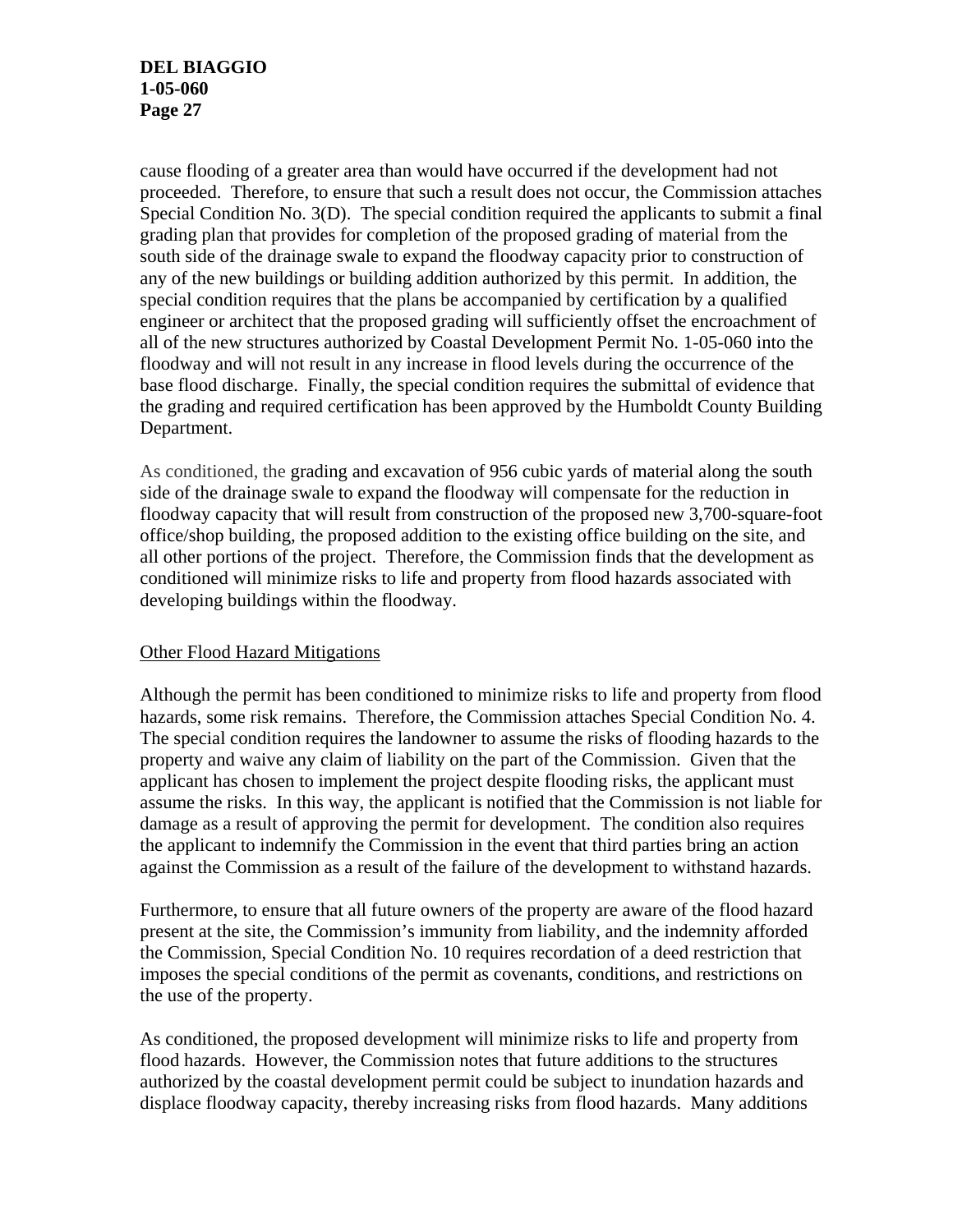cause flooding of a greater area than would have occurred if the development had not proceeded. Therefore, to ensure that such a result does not occur, the Commission attaches Special Condition No. 3(D). The special condition required the applicants to submit a final grading plan that provides for completion of the proposed grading of material from the south side of the drainage swale to expand the floodway capacity prior to construction of any of the new buildings or building addition authorized by this permit. In addition, the special condition requires that the plans be accompanied by certification by a qualified engineer or architect that the proposed grading will sufficiently offset the encroachment of all of the new structures authorized by Coastal Development Permit No. 1-05-060 into the floodway and will not result in any increase in flood levels during the occurrence of the base flood discharge. Finally, the special condition requires the submittal of evidence that the grading and required certification has been approved by the Humboldt County Building Department.

As conditioned, the grading and excavation of 956 cubic yards of material along the south side of the drainage swale to expand the floodway will compensate for the reduction in floodway capacity that will result from construction of the proposed new 3,700-square-foot office/shop building, the proposed addition to the existing office building on the site, and all other portions of the project. Therefore, the Commission finds that the development as conditioned will minimize risks to life and property from flood hazards associated with developing buildings within the floodway.

<u>Other Flood Hazard Mitigations</u>

Although the permit has been conditioned to minimize risks to life and property from flood hazards, some risk remains. Therefore, the Commission attaches Special Condition No. 4. The special condition requires the landowner to assume the risks of flooding hazards to the property and waive any claim of liability on the part of the Commission. Given that the applicant has chosen to implement the project despite flooding risks, the applicant must assume the risks. In this way, the applicant is notified that the Commission is not liable for damage as a result of approving the permit for development. The condition also requires the applicant to indemnify the Commission in the event that third parties bring an action against the Commission as a result of the failure of the development to withstand hazards.

Furthermore, to ensure that all future owners of the property are aware of the flood hazard present at the site, the Commission's immunity from liability, and the indemnity afforded the Commission, Special Condition No. 10 requires recordation of a deed restriction that imposes the special conditions of the permit as covenants, conditions, and restrictions on the use of the property.

As conditioned, the proposed development will minimize risks to life and property from flood hazards. However, the Commission notes that future additions to the structures authorized by the coastal development permit could be subject to inundation hazards and displace floodway capacity, thereby increasing risks from flood hazards. Many additions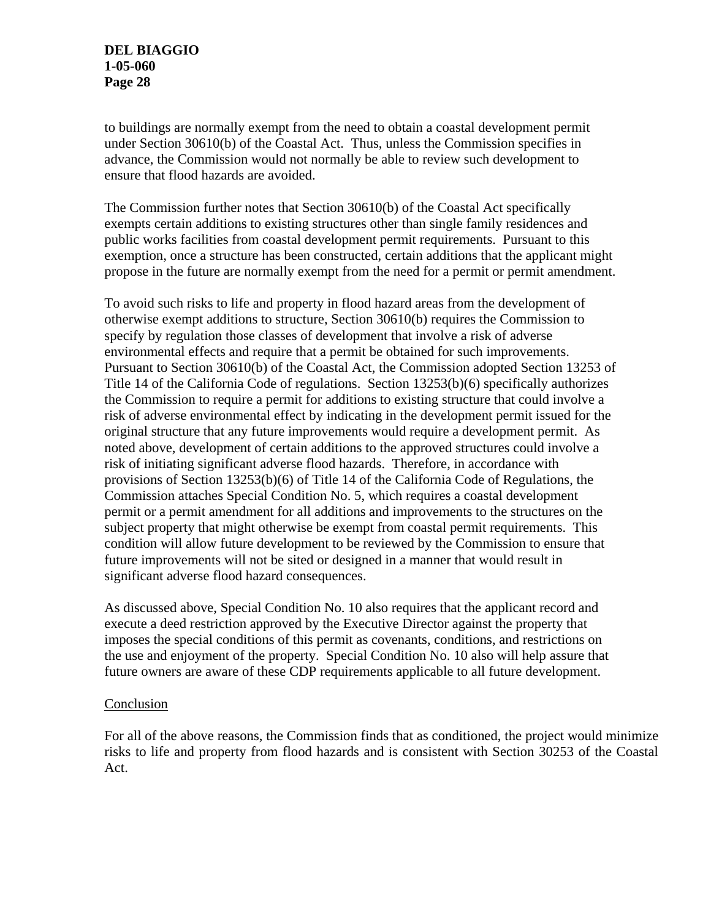to buildings are normally exempt from the need to obtain a coastal development permit under Section 30610(b) of the Coastal Act. Thus, unless the Commission specifies in advance, the Commission would not normally be able to review such development to ensure that flood hazards are avoided.

The Commission further notes that Section 30610(b) of the Coastal Act specifically exempts certain additions to existing structures other than single family residences and public works facilities from coastal development permit requirements. Pursuant to this exemption, once a structure has been constructed, certain additions that the applicant might propose in the future are normally exempt from the need for a permit or permit amendment.

To avoid such risks to life and property in flood hazard areas from the development of otherwise exempt additions to structure, Section 30610(b) requires the Commission to specify by regulation those classes of development that involve a risk of adverse environmental effects and require that a permit be obtained for such improvements. Pursuant to Section 30610(b) of the Coastal Act, the Commission adopted Section 13253 of Title 14 of the California Code of regulations. Section 13253(b)(6) specifically authorizes the Commission to require a permit for additions to existing structure that could involve a risk of adverse environmental effect by indicating in the development permit issued for the original structure that any future improvements would require a development permit. As noted above, development of certain additions to the approved structures could involve a risk of initiating significant adverse flood hazards. Therefore, in accordance with provisions of Section 13253(b)(6) of Title 14 of the California Code of Regulations, the Commission attaches Special Condition No. 5, which requires a coastal development permit or a permit amendment for all additions and improvements to the structures on the subject property that might otherwise be exempt from coastal permit requirements. This condition will allow future development to be reviewed by the Commission to ensure that future improvements will not be sited or designed in a manner that would result in significant adverse flood hazard consequences.

As discussed above, Special Condition No. 10 also requires that the applicant record and execute a deed restriction approved by the Executive Director against the property that imposes the special conditions of this permit as covenants, conditions, and restrictions on the use and enjoyment of the property. Special Condition No. 10 also will help assure that future owners are aware of these CDP requirements applicable to all future development.

Conclusion

For all of the above reasons, the Commission finds that as conditioned, the project would minimize risks to life and property from flood hazards and is consistent with Section 30253 of the Coastal Act.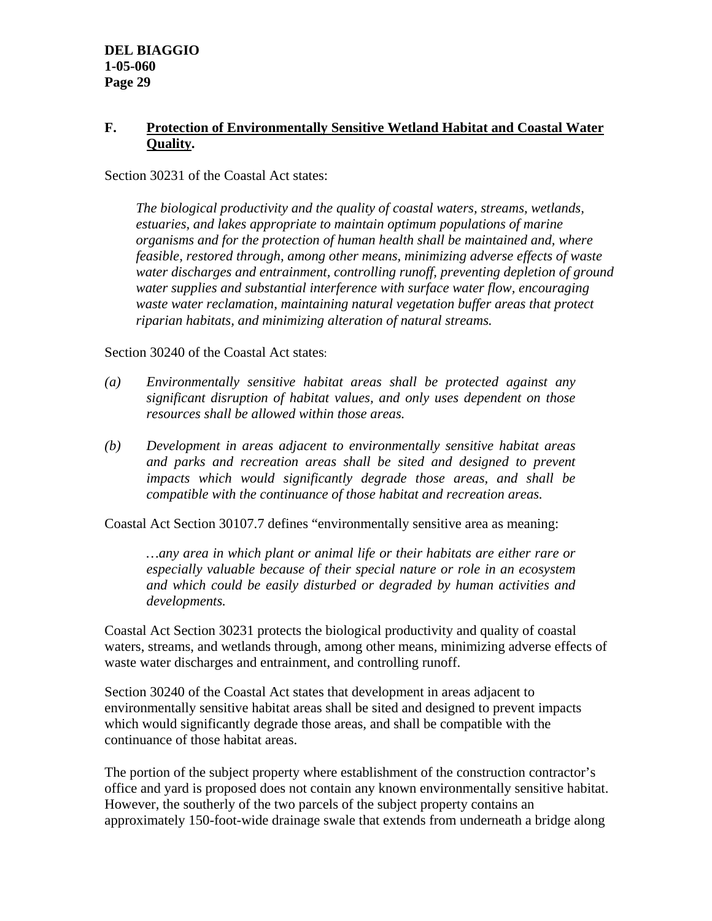## F. Protection of Environmentally Sensitive Wetland Habitat and Coastal Water Quality.

Section 30231 of the Coastal Act states:

> *The biological productivity and the quality of coastal waters, streams, wetlands, estuaries, and lakes appropriate to maintain optimum populations of marine organisms and for the protection of human health shall be maintained and, where feasible, restored through, among other means, minimizing adverse effects of waste water discharges and entrainment, controlling runoff, preventing depletion of ground water supplies and substantial interference with surface water flow, encouraging waste water reclamation, maintaining natural vegetation buffer areas that protect riparian habitats, and minimizing alteration of natural streams.*

Section 30240 of the Coastal Act states:

*(a) Environmentally sensitive habitat areas shall be protected against any significant disruption of habitat values, and only uses dependent on those resources shall be allowed within those areas.*

*(b) Development in areas adjacent to environmentally sensitive habitat areas and parks and recreation areas shall be sited and designed to prevent impacts which would significantly degrade those areas, and shall be compatible with the continuance of those habitat and recreation areas.*

Coastal Act Section 30107.7 defines "environmentally sensitive area as meaning:

> *…any area in which plant or animal life or their habitats are either rare or especially valuable because of their special nature or role in an ecosystem and which could be easily disturbed or degraded by human activities and developments.*

Coastal Act Section 30231 protects the biological productivity and quality of coastal waters, streams, and wetlands through, among other means, minimizing adverse effects of waste water discharges and entrainment, and controlling runoff.

Section 30240 of the Coastal Act states that development in areas adjacent to environmentally sensitive habitat areas shall be sited and designed to prevent impacts which would significantly degrade those areas, and shall be compatible with the continuance of those habitat areas.

The portion of the subject property where establishment of the construction contractor's office and yard is proposed does not contain any known environmentally sensitive habitat. However, the southerly of the two parcels of the subject property contains an approximately 150-foot-wide drainage swale that extends from underneath a bridge along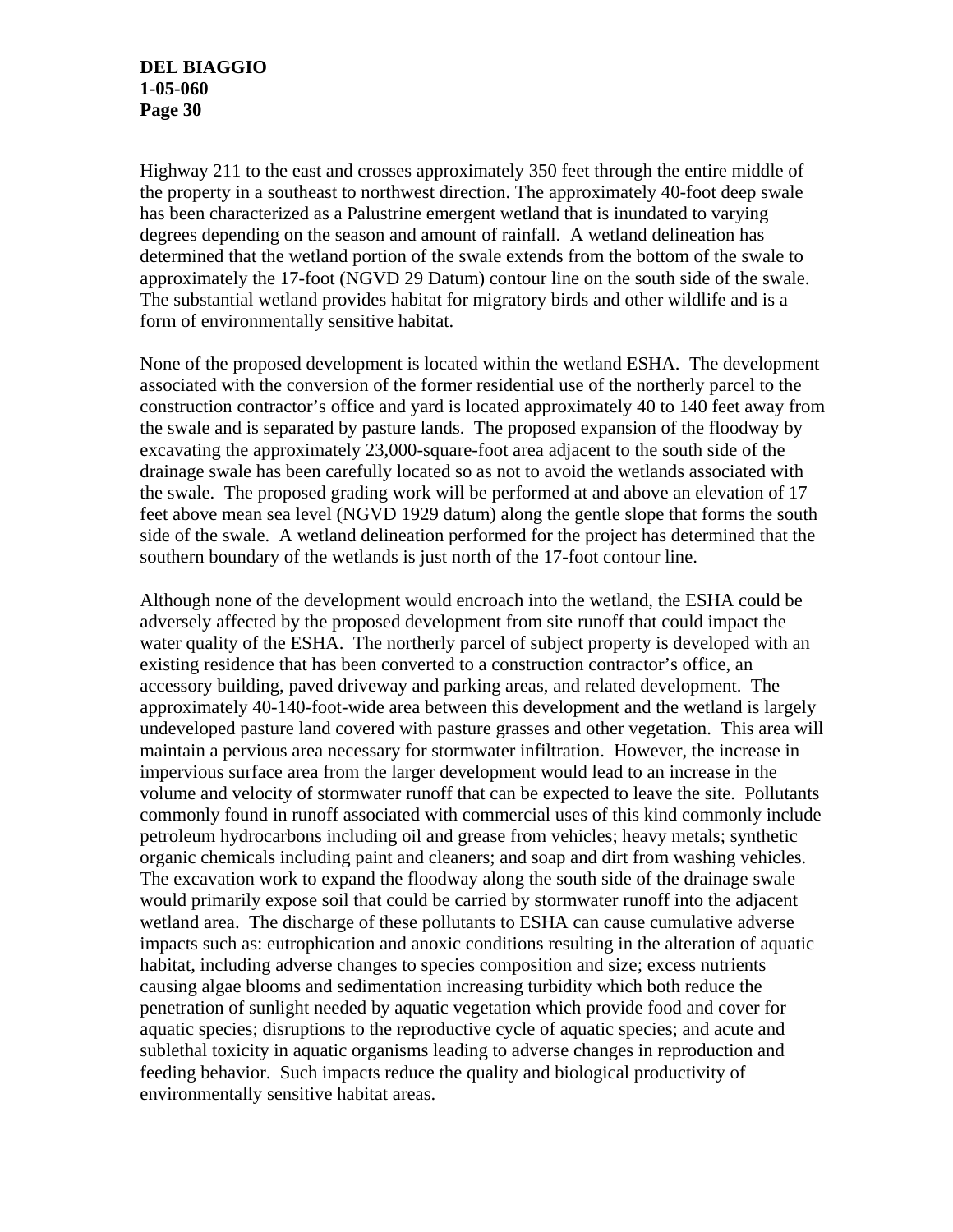Highway 211 to the east and crosses approximately 350 feet through the entire middle of the property in a southeast to northwest direction. The approximately 40-foot deep swale has been characterized as a Palustrine emergent wetland that is inundated to varying degrees depending on the season and amount of rainfall. A wetland delineation has determined that the wetland portion of the swale extends from the bottom of the swale to approximately the 17-foot (NGVD 29 Datum) contour line on the south side of the swale. The substantial wetland provides habitat for migratory birds and other wildlife and is a form of environmentally sensitive habitat.

None of the proposed development is located within the wetland ESHA. The development associated with the conversion of the former residential use of the northerly parcel to the construction contractor's office and yard is located approximately 40 to 140 feet away from the swale and is separated by pasture lands. The proposed expansion of the floodway by excavating the approximately 23,000-square-foot area adjacent to the south side of the drainage swale has been carefully located so as not to avoid the wetlands associated with the swale. The proposed grading work will be performed at and above an elevation of 17 feet above mean sea level (NGVD 1929 datum) along the gentle slope that forms the south side of the swale. A wetland delineation performed for the project has determined that the southern boundary of the wetlands is just north of the 17-foot contour line.

Although none of the development would encroach into the wetland, the ESHA could be adversely affected by the proposed development from site runoff that could impact the water quality of the ESHA. The northerly parcel of subject property is developed with an existing residence that has been converted to a construction contractor's office, an accessory building, paved driveway and parking areas, and related development. The approximately 40-140-foot-wide area between this development and the wetland is largely undeveloped pasture land covered with pasture grasses and other vegetation. This area will maintain a pervious area necessary for stormwater infiltration. However, the increase in impervious surface area from the larger development would lead to an increase in the volume and velocity of stormwater runoff that can be expected to leave the site. Pollutants commonly found in runoff associated with commercial uses of this kind commonly include petroleum hydrocarbons including oil and grease from vehicles; heavy metals; synthetic organic chemicals including paint and cleaners; and soap and dirt from washing vehicles. The excavation work to expand the floodway along the south side of the drainage swale would primarily expose soil that could be carried by stormwater runoff into the adjacent wetland area. The discharge of these pollutants to ESHA can cause cumulative adverse impacts such as: eutrophication and anoxic conditions resulting in the alteration of aquatic habitat, including adverse changes to species composition and size; excess nutrients causing algae blooms and sedimentation increasing turbidity which both reduce the penetration of sunlight needed by aquatic vegetation which provide food and cover for aquatic species; disruptions to the reproductive cycle of aquatic species; and acute and sublethal toxicity in aquatic organisms leading to adverse changes in reproduction and feeding behavior. Such impacts reduce the quality and biological productivity of environmentally sensitive habitat areas.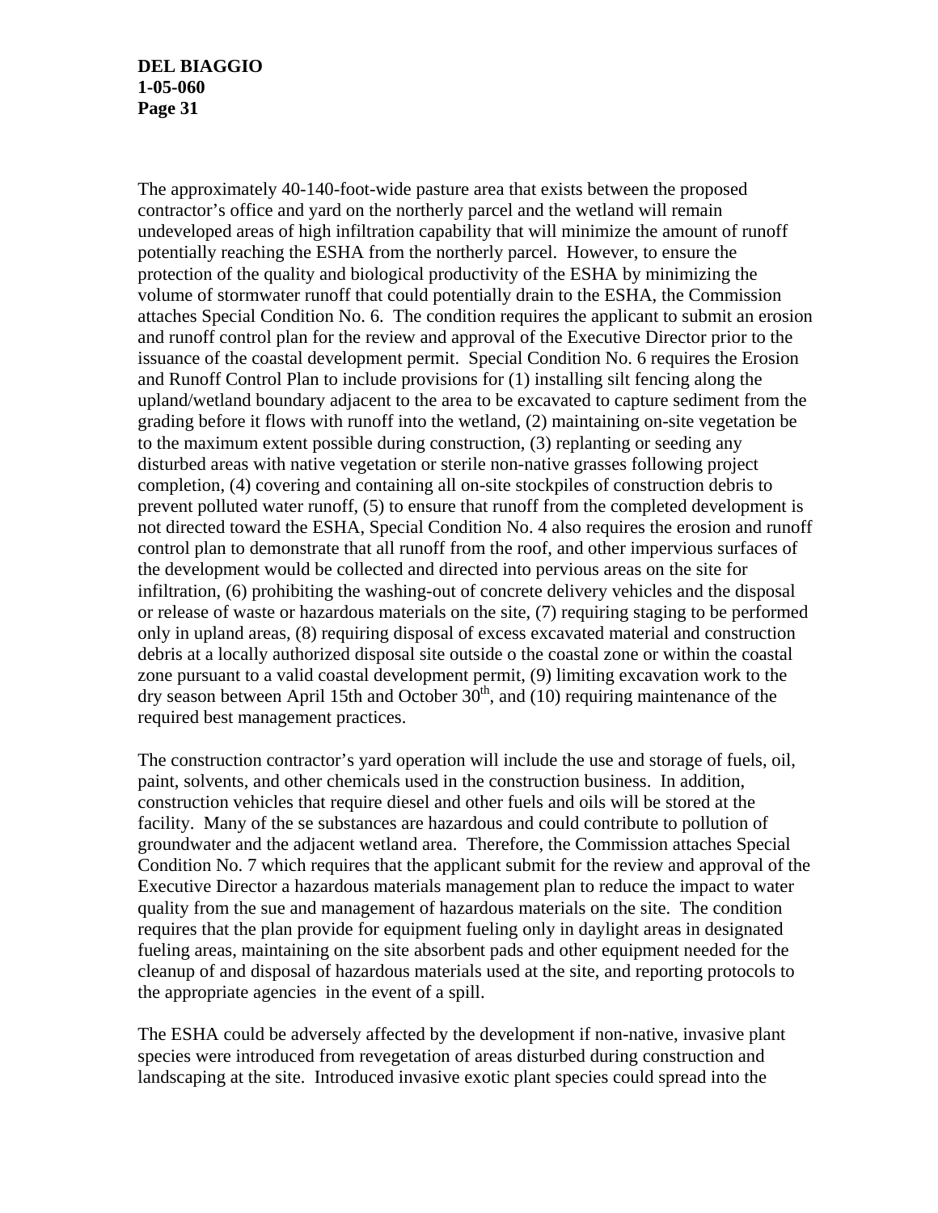The approximately 40-140-foot-wide pasture area that exists between the proposed contractor's office and yard on the northerly parcel and the wetland will remain undeveloped areas of high infiltration capability that will minimize the amount of runoff potentially reaching the ESHA from the northerly parcel. However, to ensure the protection of the quality and biological productivity of the ESHA by minimizing the volume of stormwater runoff that could potentially drain to the ESHA, the Commission attaches Special Condition No. 6. The condition requires the applicant to submit an erosion and runoff control plan for the review and approval of the Executive Director prior to the issuance of the coastal development permit. Special Condition No. 6 requires the Erosion and Runoff Control Plan to include provisions for (1) installing silt fencing along the upland/wetland boundary adjacent to the area to be excavated to capture sediment from the grading before it flows with runoff into the wetland, (2) maintaining on-site vegetation be to the maximum extent possible during construction, (3) replanting or seeding any disturbed areas with native vegetation or sterile non-native grasses following project completion, (4) covering and containing all on-site stockpiles of construction debris to prevent polluted water runoff, (5) to ensure that runoff from the completed development is not directed toward the ESHA, Special Condition No. 4 also requires the erosion and runoff control plan to demonstrate that all runoff from the roof, and other impervious surfaces of the development would be collected and directed into pervious areas on the site for infiltration, (6) prohibiting the washing-out of concrete delivery vehicles and the disposal or release of waste or hazardous materials on the site, (7) requiring staging to be performed only in upland areas, (8) requiring disposal of excess excavated material and construction debris at a locally authorized disposal site outside o the coastal zone or within the coastal zone pursuant to a valid coastal development permit, (9) limiting excavation work to the dry season between April 15th and October 30th, and (10) requiring maintenance of the required best management practices.

The construction contractor's yard operation will include the use and storage of fuels, oil, paint, solvents, and other chemicals used in the construction business. In addition, construction vehicles that require diesel and other fuels and oils will be stored at the facility. Many of the se substances are hazardous and could contribute to pollution of groundwater and the adjacent wetland area. Therefore, the Commission attaches Special Condition No. 7 which requires that the applicant submit for the review and approval of the Executive Director a hazardous materials management plan to reduce the impact to water quality from the sue and management of hazardous materials on the site. The condition requires that the plan provide for equipment fueling only in daylight areas in designated fueling areas, maintaining on the site absorbent pads and other equipment needed for the cleanup of and disposal of hazardous materials used at the site, and reporting protocols to the appropriate agencies in the event of a spill.

The ESHA could be adversely affected by the development if non-native, invasive plant species were introduced from revegetation of areas disturbed during construction and landscaping at the site. Introduced invasive exotic plant species could spread into the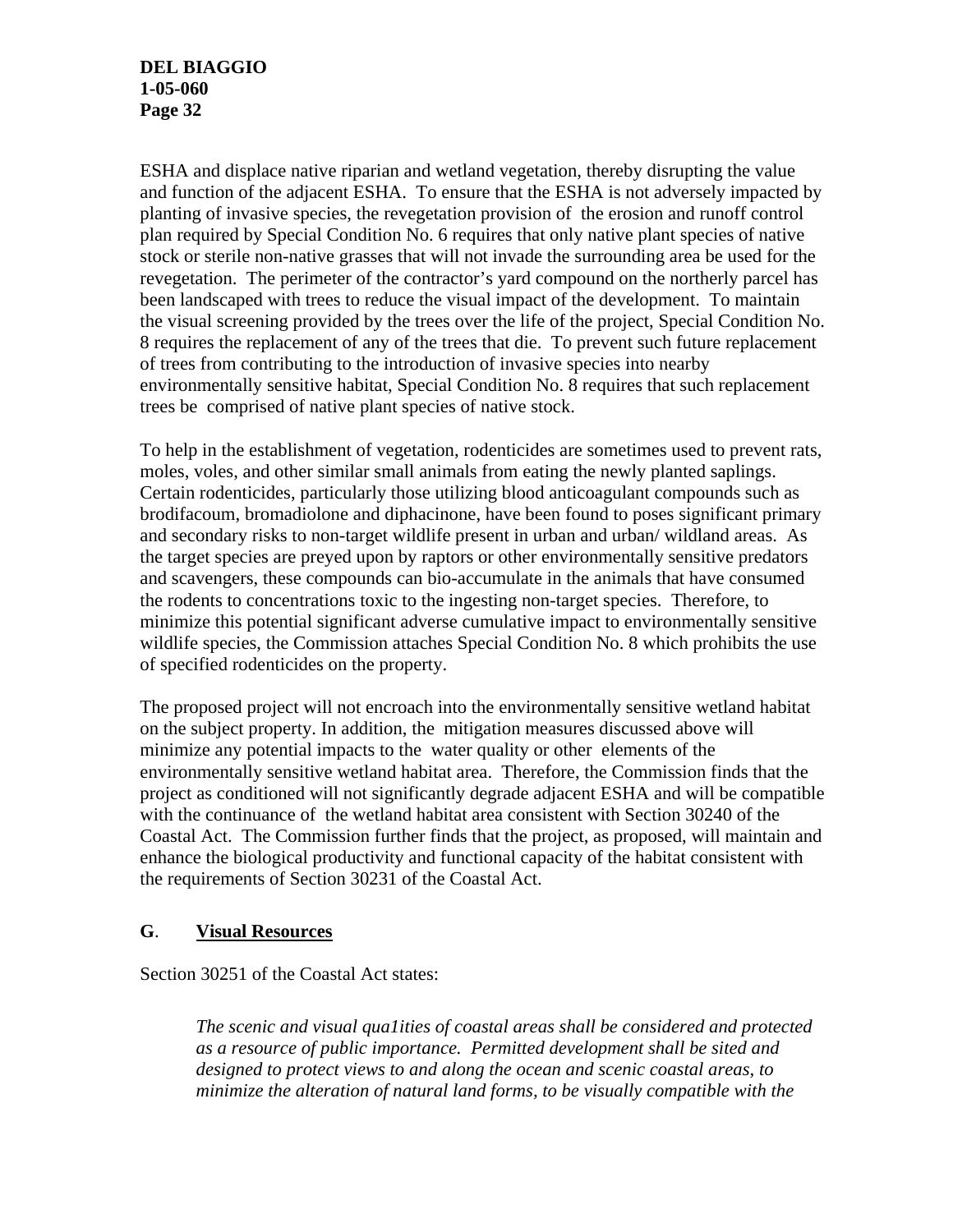ESHA and displace native riparian and wetland vegetation, thereby disrupting the value and function of the adjacent ESHA. To ensure that the ESHA is not adversely impacted by planting of invasive species, the revegetation provision of the erosion and runoff control plan required by Special Condition No. 6 requires that only native plant species of native stock or sterile non-native grasses that will not invade the surrounding area be used for the revegetation. The perimeter of the contractor's yard compound on the northerly parcel has been landscaped with trees to reduce the visual impact of the development. To maintain the visual screening provided by the trees over the life of the project, Special Condition No. 8 requires the replacement of any of the trees that die. To prevent such future replacement of trees from contributing to the introduction of invasive species into nearby environmentally sensitive habitat, Special Condition No. 8 requires that such replacement trees be comprised of native plant species of native stock.

To help in the establishment of vegetation, rodenticides are sometimes used to prevent rats, moles, voles, and other similar small animals from eating the newly planted saplings. Certain rodenticides, particularly those utilizing blood anticoagulant compounds such as brodifacoum, bromadiolone and diphacinone, have been found to poses significant primary and secondary risks to non-target wildlife present in urban and urban/ wildland areas. As the target species are preyed upon by raptors or other environmentally sensitive predators and scavengers, these compounds can bio-accumulate in the animals that have consumed the rodents to concentrations toxic to the ingesting non-target species. Therefore, to minimize this potential significant adverse cumulative impact to environmentally sensitive wildlife species, the Commission attaches Special Condition No. 8 which prohibits the use of specified rodenticides on the property.

The proposed project will not encroach into the environmentally sensitive wetland habitat on the subject property. In addition, the mitigation measures discussed above will minimize any potential impacts to the water quality or other elements of the environmentally sensitive wetland habitat area. Therefore, the Commission finds that the project as conditioned will not significantly degrade adjacent ESHA and will be compatible with the continuance of the wetland habitat area consistent with Section 30240 of the Coastal Act. The Commission further finds that the project, as proposed, will maintain and enhance the biological productivity and functional capacity of the habitat consistent with the requirements of Section 30231 of the Coastal Act.

## G. Visual Resources

Section 30251 of the Coastal Act states:

> *The scenic and visual qua1ities of coastal areas shall be considered and protected as a resource of public importance. Permitted development shall be sited and designed to protect views to and along the ocean and scenic coastal areas, to minimize the alteration of natural land forms, to be visually compatible with the*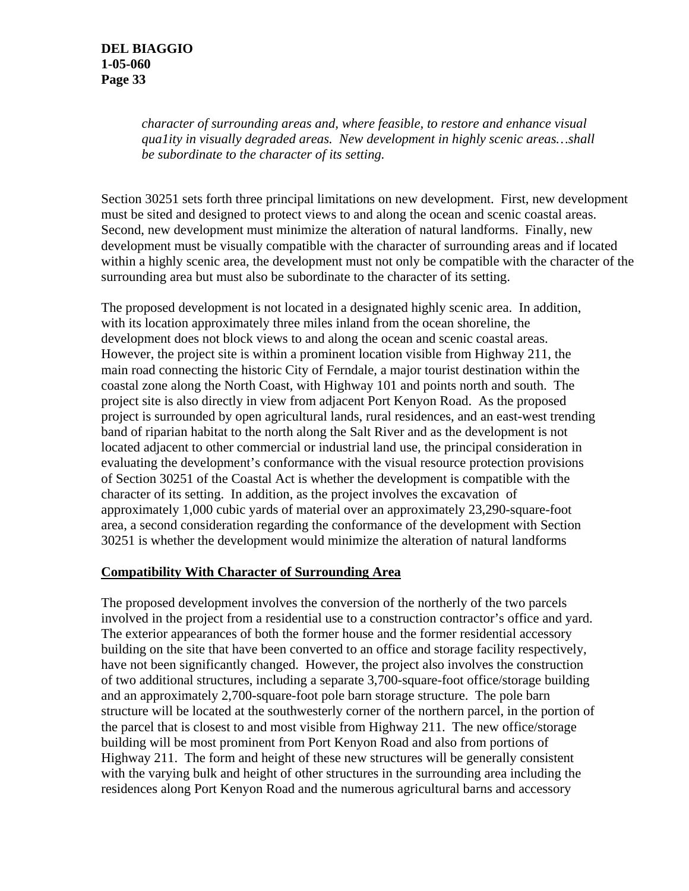*character of surrounding areas and, where feasible, to restore and enhance visual qua1ity in visually degraded areas. New development in highly scenic areas…shall be subordinate to the character of its setting.*

Section 30251 sets forth three principal limitations on new development. First, new development must be sited and designed to protect views to and along the ocean and scenic coastal areas. Second, new development must minimize the alteration of natural landforms. Finally, new development must be visually compatible with the character of surrounding areas and if located within a highly scenic area, the development must not only be compatible with the character of the surrounding area but must also be subordinate to the character of its setting.

The proposed development is not located in a designated highly scenic area. In addition, with its location approximately three miles inland from the ocean shoreline, the development does not block views to and along the ocean and scenic coastal areas. However, the project site is within a prominent location visible from Highway 211, the main road connecting the historic City of Ferndale, a major tourist destination within the coastal zone along the North Coast, with Highway 101 and points north and south. The project site is also directly in view from adjacent Port Kenyon Road. As the proposed project is surrounded by open agricultural lands, rural residences, and an east-west trending band of riparian habitat to the north along the Salt River and as the development is not located adjacent to other commercial or industrial land use, the principal consideration in evaluating the development's conformance with the visual resource protection provisions of Section 30251 of the Coastal Act is whether the development is compatible with the character of its setting. In addition, as the project involves the excavation of approximately 1,000 cubic yards of material over an approximately 23,290-square-foot area, a second consideration regarding the conformance of the development with Section 30251 is whether the development would minimize the alteration of natural landforms

**Compatibility With Character of Surrounding Area**

The proposed development involves the conversion of the northerly of the two parcels involved in the project from a residential use to a construction contractor's office and yard. The exterior appearances of both the former house and the former residential accessory building on the site that have been converted to an office and storage facility respectively, have not been significantly changed. However, the project also involves the construction of two additional structures, including a separate 3,700-square-foot office/storage building and an approximately 2,700-square-foot pole barn storage structure. The pole barn structure will be located at the southwesterly corner of the northern parcel, in the portion of the parcel that is closest to and most visible from Highway 211. The new office/storage building will be most prominent from Port Kenyon Road and also from portions of Highway 211. The form and height of these new structures will be generally consistent with the varying bulk and height of other structures in the surrounding area including the residences along Port Kenyon Road and the numerous agricultural barns and accessory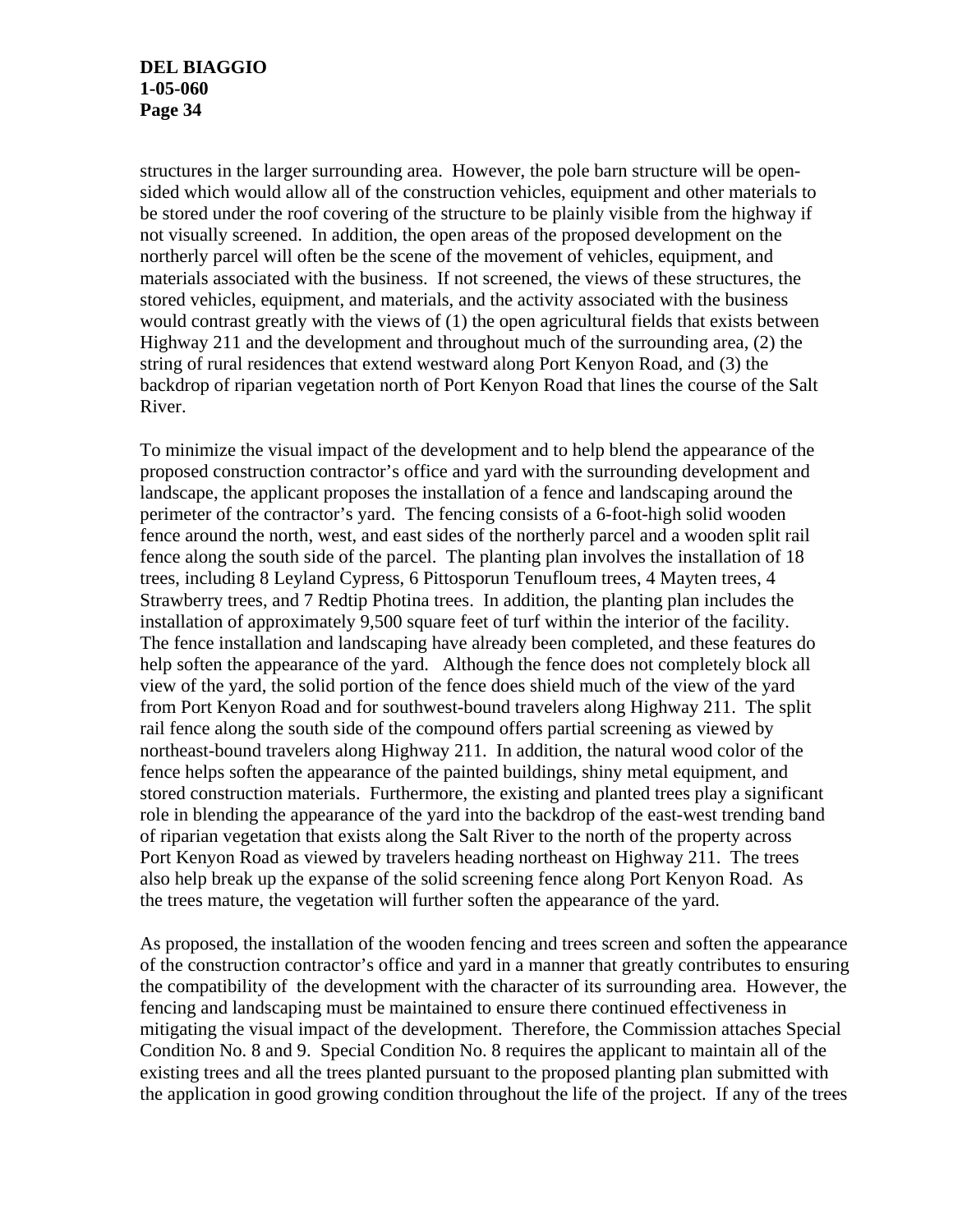structures in the larger surrounding area. However, the pole barn structure will be open-sided which would allow all of the construction vehicles, equipment and other materials to be stored under the roof covering of the structure to be plainly visible from the highway if not visually screened. In addition, the open areas of the proposed development on the northerly parcel will often be the scene of the movement of vehicles, equipment, and materials associated with the business. If not screened, the views of these structures, the stored vehicles, equipment, and materials, and the activity associated with the business would contrast greatly with the views of (1) the open agricultural fields that exists between Highway 211 and the development and throughout much of the surrounding area, (2) the string of rural residences that extend westward along Port Kenyon Road, and (3) the backdrop of riparian vegetation north of Port Kenyon Road that lines the course of the Salt River.

To minimize the visual impact of the development and to help blend the appearance of the proposed construction contractor's office and yard with the surrounding development and landscape, the applicant proposes the installation of a fence and landscaping around the perimeter of the contractor's yard. The fencing consists of a 6-foot-high solid wooden fence around the north, west, and east sides of the northerly parcel and a wooden split rail fence along the south side of the parcel. The planting plan involves the installation of 18 trees, including 8 Leyland Cypress, 6 Pittosporun Tenufloum trees, 4 Mayten trees, 4 Strawberry trees, and 7 Redtip Photina trees. In addition, the planting plan includes the installation of approximately 9,500 square feet of turf within the interior of the facility. The fence installation and landscaping have already been completed, and these features do help soften the appearance of the yard. Although the fence does not completely block all view of the yard, the solid portion of the fence does shield much of the view of the yard from Port Kenyon Road and for southwest-bound travelers along Highway 211. The split rail fence along the south side of the compound offers partial screening as viewed by northeast-bound travelers along Highway 211. In addition, the natural wood color of the fence helps soften the appearance of the painted buildings, shiny metal equipment, and stored construction materials. Furthermore, the existing and planted trees play a significant role in blending the appearance of the yard into the backdrop of the east-west trending band of riparian vegetation that exists along the Salt River to the north of the property across Port Kenyon Road as viewed by travelers heading northeast on Highway 211. The trees also help break up the expanse of the solid screening fence along Port Kenyon Road. As the trees mature, the vegetation will further soften the appearance of the yard.

As proposed, the installation of the wooden fencing and trees screen and soften the appearance of the construction contractor's office and yard in a manner that greatly contributes to ensuring the compatibility of the development with the character of its surrounding area. However, the fencing and landscaping must be maintained to ensure there continued effectiveness in mitigating the visual impact of the development. Therefore, the Commission attaches Special Condition No. 8 and 9. Special Condition No. 8 requires the applicant to maintain all of the existing trees and all the trees planted pursuant to the proposed planting plan submitted with the application in good growing condition throughout the life of the project. If any of the trees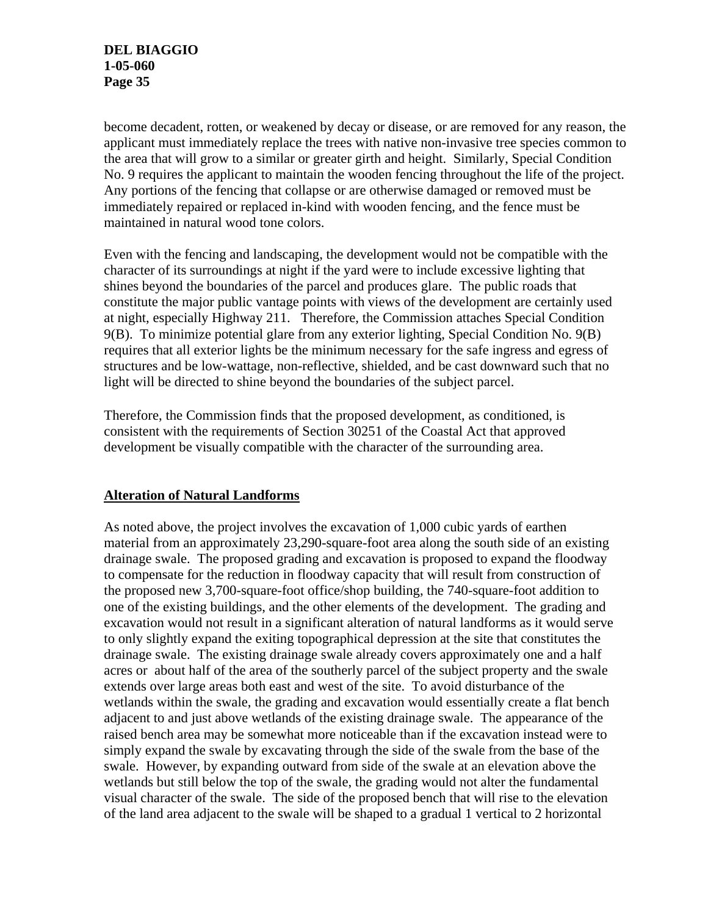become decadent, rotten, or weakened by decay or disease, or are removed for any reason, the applicant must immediately replace the trees with native non-invasive tree species common to the area that will grow to a similar or greater girth and height. Similarly, Special Condition No. 9 requires the applicant to maintain the wooden fencing throughout the life of the project. Any portions of the fencing that collapse or are otherwise damaged or removed must be immediately repaired or replaced in-kind with wooden fencing, and the fence must be maintained in natural wood tone colors.

Even with the fencing and landscaping, the development would not be compatible with the character of its surroundings at night if the yard were to include excessive lighting that shines beyond the boundaries of the parcel and produces glare. The public roads that constitute the major public vantage points with views of the development are certainly used at night, especially Highway 211. Therefore, the Commission attaches Special Condition 9(B). To minimize potential glare from any exterior lighting, Special Condition No. 9(B) requires that all exterior lights be the minimum necessary for the safe ingress and egress of structures and be low-wattage, non-reflective, shielded, and be cast downward such that no light will be directed to shine beyond the boundaries of the subject parcel.

Therefore, the Commission finds that the proposed development, as conditioned, is consistent with the requirements of Section 30251 of the Coastal Act that approved development be visually compatible with the character of the surrounding area.

## Alteration of Natural Landforms

As noted above, the project involves the excavation of 1,000 cubic yards of earthen material from an approximately 23,290-square-foot area along the south side of an existing drainage swale. The proposed grading and excavation is proposed to expand the floodway to compensate for the reduction in floodway capacity that will result from construction of the proposed new 3,700-square-foot office/shop building, the 740-square-foot addition to one of the existing buildings, and the other elements of the development. The grading and excavation would not result in a significant alteration of natural landforms as it would serve to only slightly expand the exiting topographical depression at the site that constitutes the drainage swale. The existing drainage swale already covers approximately one and a half acres or about half of the area of the southerly parcel of the subject property and the swale extends over large areas both east and west of the site. To avoid disturbance of the wetlands within the swale, the grading and excavation would essentially create a flat bench adjacent to and just above wetlands of the existing drainage swale. The appearance of the raised bench area may be somewhat more noticeable than if the excavation instead were to simply expand the swale by excavating through the side of the swale from the base of the swale. However, by expanding outward from side of the swale at an elevation above the wetlands but still below the top of the swale, the grading would not alter the fundamental visual character of the swale. The side of the proposed bench that will rise to the elevation of the land area adjacent to the swale will be shaped to a gradual 1 vertical to 2 horizontal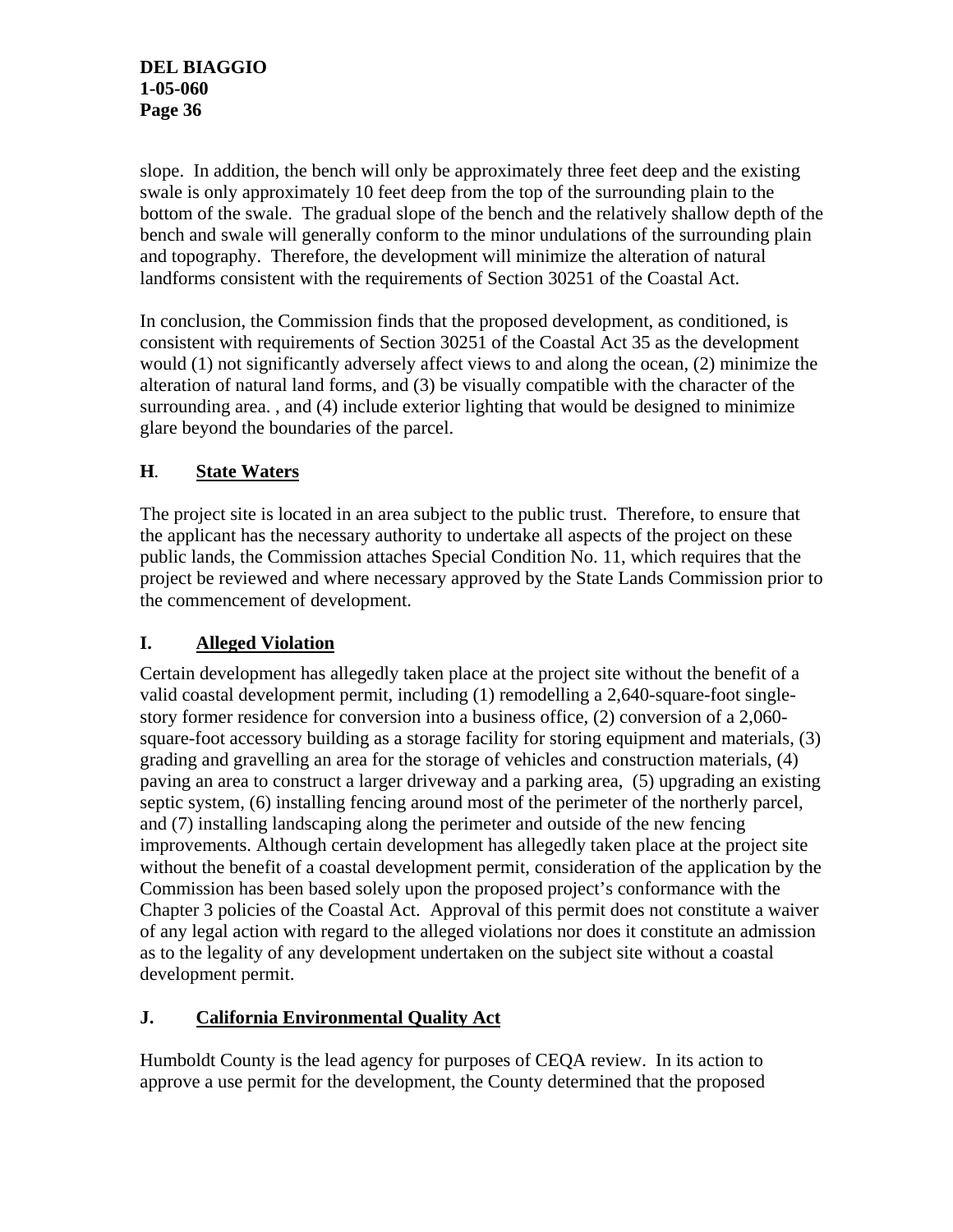slope. In addition, the bench will only be approximately three feet deep and the existing swale is only approximately 10 feet deep from the top of the surrounding plain to the bottom of the swale. The gradual slope of the bench and the relatively shallow depth of the bench and swale will generally conform to the minor undulations of the surrounding plain and topography. Therefore, the development will minimize the alteration of natural landforms consistent with the requirements of Section 30251 of the Coastal Act.

In conclusion, the Commission finds that the proposed development, as conditioned, is consistent with requirements of Section 30251 of the Coastal Act 35 as the development would (1) not significantly adversely affect views to and along the ocean, (2) minimize the alteration of natural land forms, and (3) be visually compatible with the character of the surrounding area. , and (4) include exterior lighting that would be designed to minimize glare beyond the boundaries of the parcel.

## H. State Waters

The project site is located in an area subject to the public trust. Therefore, to ensure that the applicant has the necessary authority to undertake all aspects of the project on these public lands, the Commission attaches Special Condition No. 11, which requires that the project be reviewed and where necessary approved by the State Lands Commission prior to the commencement of development.

## I. Alleged Violation

Certain development has allegedly taken place at the project site without the benefit of a valid coastal development permit, including (1) remodelling a 2,640-square-foot single-story former residence for conversion into a business office, (2) conversion of a 2,060-square-foot accessory building as a storage facility for storing equipment and materials, (3) grading and gravelling an area for the storage of vehicles and construction materials, (4) paving an area to construct a larger driveway and a parking area, (5) upgrading an existing septic system, (6) installing fencing around most of the perimeter of the northerly parcel, and (7) installing landscaping along the perimeter and outside of the new fencing improvements. Although certain development has allegedly taken place at the project site without the benefit of a coastal development permit, consideration of the application by the Commission has been based solely upon the proposed project's conformance with the Chapter 3 policies of the Coastal Act. Approval of this permit does not constitute a waiver of any legal action with regard to the alleged violations nor does it constitute an admission as to the legality of any development undertaken on the subject site without a coastal development permit.

## J. California Environmental Quality Act

Humboldt County is the lead agency for purposes of CEQA review. In its action to approve a use permit for the development, the County determined that the proposed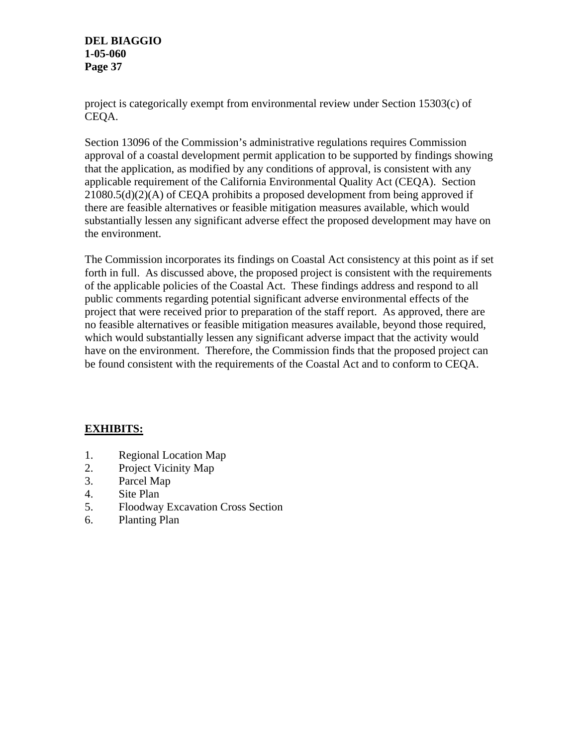project is categorically exempt from environmental review under Section 15303(c) of CEQA.

Section 13096 of the Commission's administrative regulations requires Commission approval of a coastal development permit application to be supported by findings showing that the application, as modified by any conditions of approval, is consistent with any applicable requirement of the California Environmental Quality Act (CEQA). Section 21080.5(d)(2)(A) of CEQA prohibits a proposed development from being approved if there are feasible alternatives or feasible mitigation measures available, which would substantially lessen any significant adverse effect the proposed development may have on the environment.

The Commission incorporates its findings on Coastal Act consistency at this point as if set forth in full. As discussed above, the proposed project is consistent with the requirements of the applicable policies of the Coastal Act. These findings address and respond to all public comments regarding potential significant adverse environmental effects of the project that were received prior to preparation of the staff report. As approved, there are no feasible alternatives or feasible mitigation measures available, beyond those required, which would substantially lessen any significant adverse impact that the activity would have on the environment. Therefore, the Commission finds that the proposed project can be found consistent with the requirements of the Coastal Act and to conform to CEQA.

**EXHIBITS:**

1. Regional Location Map
2. Project Vicinity Map
3. Parcel Map
4. Site Plan
5. Floodway Excavation Cross Section
6. Planting Plan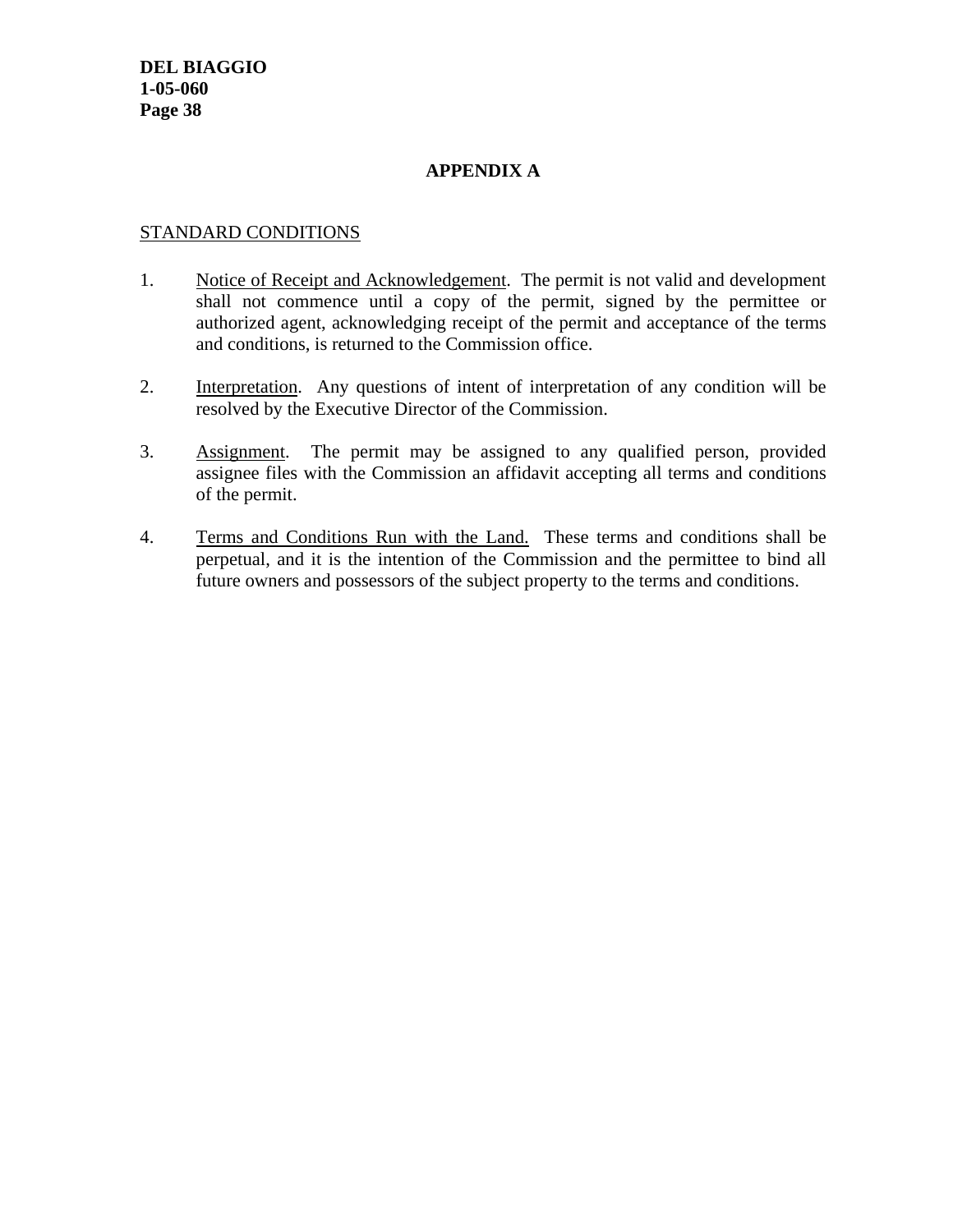# APPENDIX A

STANDARD CONDITIONS

1. Notice of Receipt and Acknowledgement. The permit is not valid and development shall not commence until a copy of the permit, signed by the permittee or authorized agent, acknowledging receipt of the permit and acceptance of the terms and conditions, is returned to the Commission office.

2. Interpretation. Any questions of intent of interpretation of any condition will be resolved by the Executive Director of the Commission.

3. Assignment. The permit may be assigned to any qualified person, provided assignee files with the Commission an affidavit accepting all terms and conditions of the permit.

4. Terms and Conditions Run with the Land. These terms and conditions shall be perpetual, and it is the intention of the Commission and the permittee to bind all future owners and possessors of the subject property to the terms and conditions.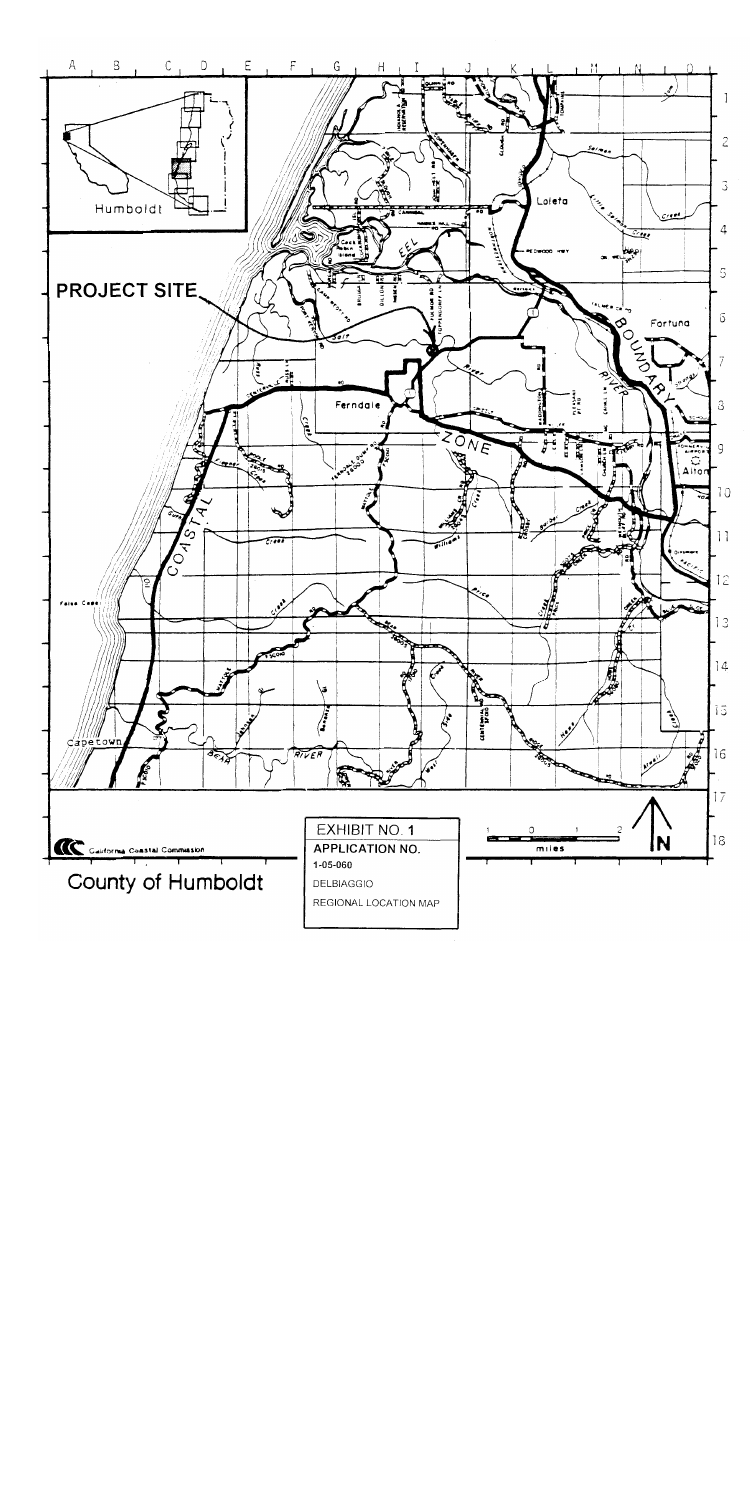PROJECT SITE

EXHIBIT NO. 1

APPLICATION NO.

1-05-060

DELBIAGGIO

REGIONAL LOCATION MAP

California Coastal Commission

County of Humboldt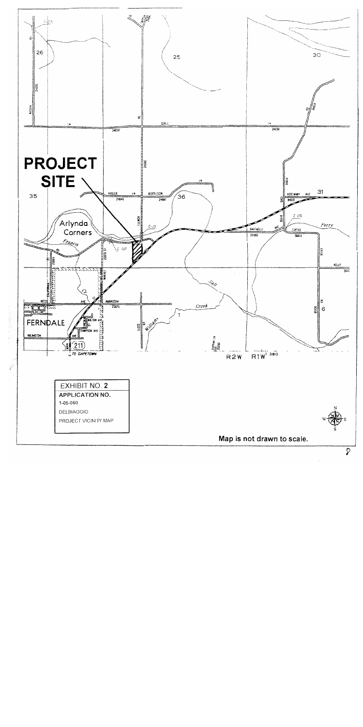**PROJECT SITE**

EXHIBIT NO. 2

APPLICATION NO.

1-05-060

DELBIAGGIO

PROJECT VICINITY MAP

Map is not drawn to scale.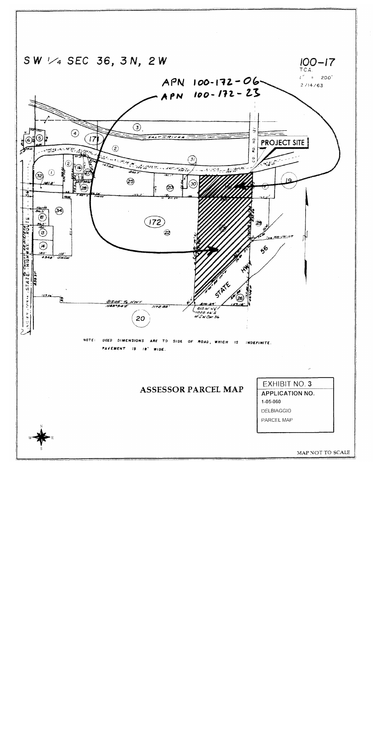SW 1/4 SEC 36, 3N, 2W

100-17

T.C.A.

1" = 200'

2/14/63

APN 100-172-06

APN 100-172-23

PROJECT SITE

NOTE: DEED DIMENSIONS ARE TO SIDE OF ROAD, WHICH IS INDEFINITE. PAVEMENT IS 18' WIDE.

**ASSESSOR PARCEL MAP**

| EXHIBIT NO. 3 |
|---|
| APPLICATION NO. |
| 1-05-060 |
| DELBIAGGIO |
| PARCEL MAP |

MAP NOT TO SCALE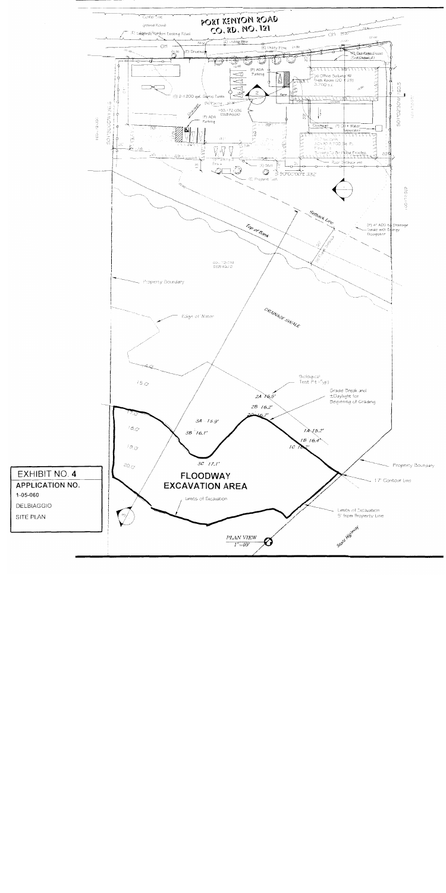PORT KENYON ROAD
CO. RD. NO. 131

Center line
(gravel Road)
(E) Gravel Portion Existing Road
OH
(E) Utility Pole
(E) Driveway
(E) Utility Pole
(E) Dist Fence Swale
(P) ADA Parking
(P) Office Building W/ Break Room (20' X 29') 3,700 s.f.
(E) 2-1200 gal. Septic Tanks
(P) Parking
100-172-006
DELBIAGGIO
(P) ADA Parking
Drainage
(P) Oil + Water Separator
(P) Storage
Rear Setback Line
(E) Well
S 90°00'00"E 332'
(E) Propane Tank
S01°00'00"W 165.5
Setback Line
(P) 4" ADS to Drainage Swale with Energy Dissipator
Top of Bank
100-172-024
DELBIAGGIO
Property Boundary
Edge of Water
DRAINAGE SWALE
Biological Test Pit (Typ)
Grade Break and ±Daylight for Beginning of Grading
2A 16.9'
2B 16.2'
2C 16.7'
3A 15.9'
3B 16.1'
1A 15.2'
1B 16.4'
1C 16.2'
3C 17.1'
Property Boundary
17' Contour Line
FLOODWAY EXCAVATION AREA
Limits of Excavation
Limits of Excavation 5' from Property Line
State Highway
PLAN VIEW
1"=40'

EXHIBIT NO. 4
APPLICATION NO.
1-05-060
DELBIAGGIO
SITE PLAN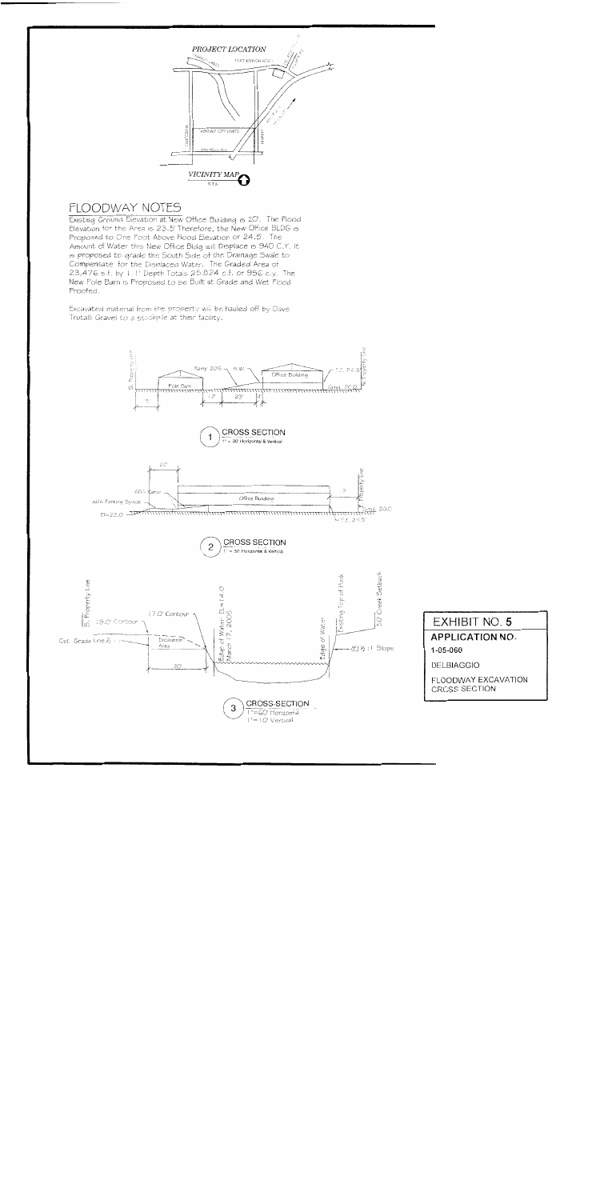PROJECT LOCATION

VICINITY MAP

N.T.S.

## FLOODWAY NOTES

Existing Ground Elevation at New Office Building is 20'. The Flood Elevation for the Area is 23.5' Therefore, the New Office BLDG is Proposed to One Foot Above Flood Elevation or 24.5'. The Amount of Water this New Office Bldg will Displace is 940 C.Y. It is proposed to grade the South Side of the Drainage Swale to Compensate for the Displaced Water. The Graded Area of 23,476 s.f. by 1.1' Depth Totals 25,824 c.f. or 956 c.y. The New Pole Barn is Proposed to be Built at Grade and Wet Flood Proofed.

Excavated material from the property will be hauled off by Dave Trutalli Gravel to a stockpile at their facility.

S. Property Line

Ramp 20%

S.W.

Office Building

F.F. 24.5

N. Property Line

Pole Barn

Grnd. 20.0

12'

23'

4'

CROSS SECTION 1

1" = 30' Horizontal & Vertical

20'

ADA Ramp

ADA Parking Space

Office Building

El=22.0

E. Property line

Grnd. 20.0

F.F. 24.5

CROSS SECTION 2

1" = 30' Horizontal & Vertical

S. Property Line

18.0' Contour

17.0' Contour

Edge of Water EL=14.0' March 17, 2005

Edge of Water

Existing Top of Bank

50' Creek Setback

Cut Grade Line

Excavation Area

(E) 1/2:1 Slope

80'

CROSS-SECTION 3

1"=60' Horizontal

1"=10' Vertical

**EXHIBIT NO. 5**

**APPLICATION NO.**

1-05-060

DELBIAGGIO

FLOODWAY EXCAVATION CROSS SECTION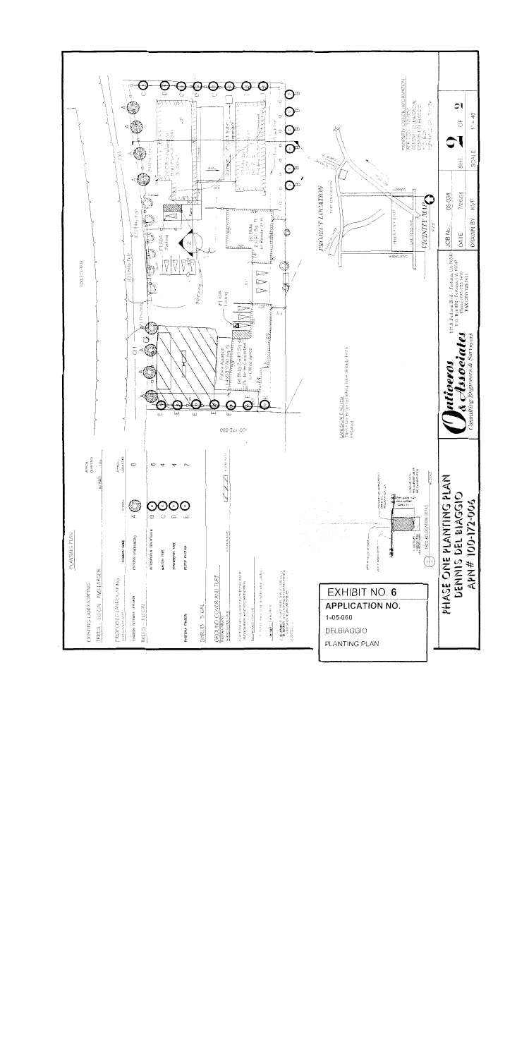PLANTING PLAN

EXISTING LANDSCAPING

TREES - 10 GAL. AND LARGER

PROPOSED LANDSCAPING

TREES - 10 GAL.

SHRUBS - 5 GAL.

GROUND COVER AND TURF

LANDSCAPE NOTES:

PROJECT LOCATION

VICINITY MAP

PROPERTY OWNER INFORMATION:

PHASE ONE PLANTING PLAN

DENNIS DEL BIAGGIO

APN# 100-172-006

Omlieveros & Associates

Consulting Engineers & Surveyors

| | |
|---|---|
| JOB No. | 05-004 |
| DATE | 7/28/05 |
| DRAWN BY | KVP |
| SHT. | 2 |
| SCALE | 1" = 40' |

EXHIBIT NO. 6

APPLICATION NO.

1-05-060

DELBIAGGIO

PLANTING PLAN